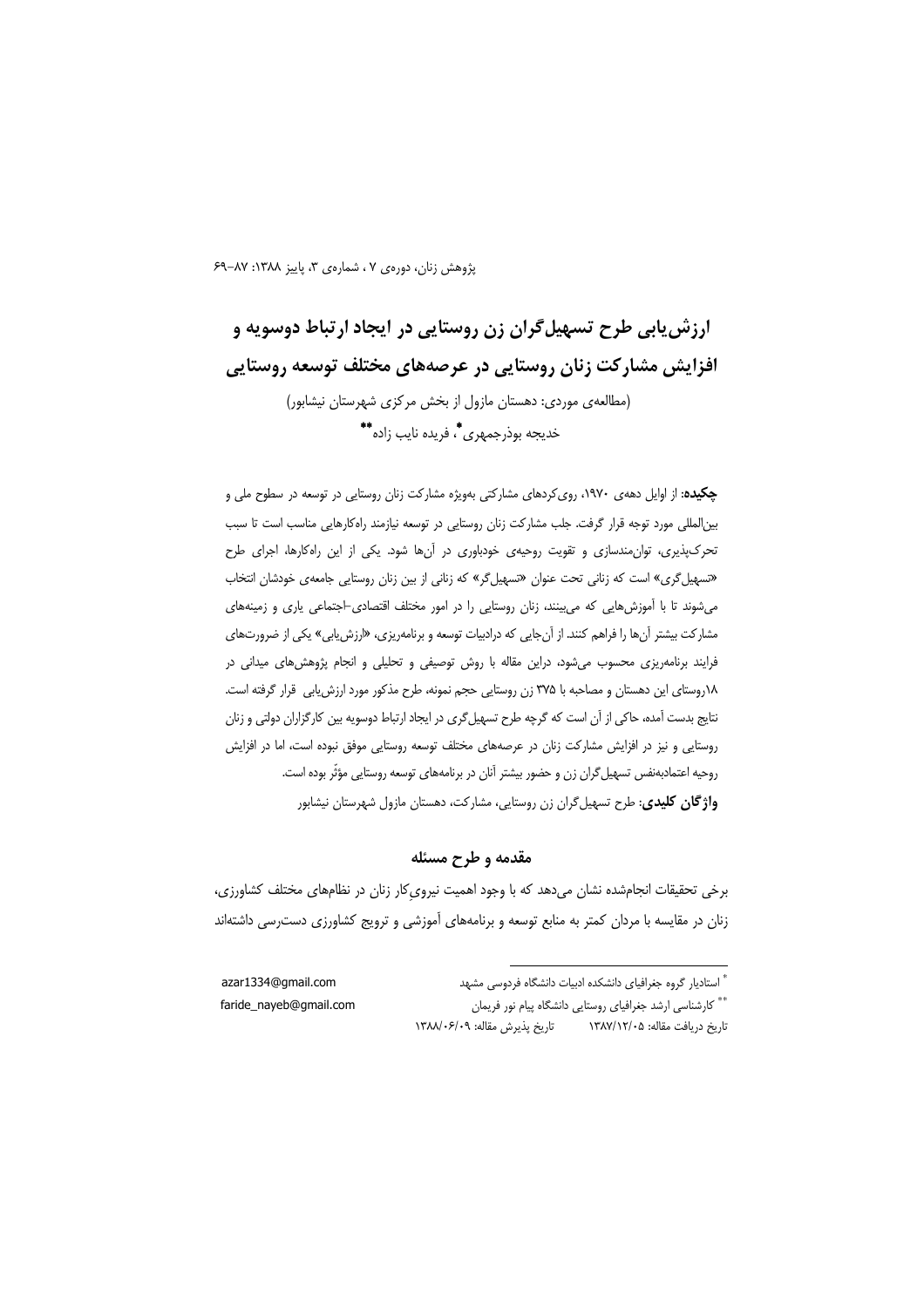# ارزش‌یابی طرح تسهیل‌گران زن روستایی در ایجاد ارتباط دوسویه و افزایش مشارکت زنان روستایی در عرصه‌های مختلف توسعه روستایی

(مطالعه‌ی موردی: دهستان مازول از بخش مرکزی شهرستان نیشابور)

خدیجه بوذرجمهری[*]، فریده نایب زاده[**]

**چکیده**: از اوایل دهه‌ی ۱۹۷۰، روی‌کردهای مشارکتی به‌ویژه مشارکت زنان روستایی در توسعه در سطوح ملی و بین‌المللی مورد توجه قرار گرفت. جلب مشارکت زنان روستایی در توسعه نیازمند راه‌کارهایی مناسب است تا سبب تحرک‌پذیری، توان‌مندسازی و تقویت روحیه‌ی خودباوری در آن‌ها شود. یکی از این راه‌کارها، اجرای طرح «تسهیل‌گری» است که زنانی تحت عنوان «تسهیل‌گر» که زنانی از بین زنان روستایی جامعه‌ی خودشان انتخاب می‌شوند تا با آموزش‌هایی که می‌بینند، زنان روستایی را در امور مختلف اقتصادی-اجتماعی یاری و زمینه‌های مشارکت بیشتر آن‌ها را فراهم کنند. از آن‌جایی که درادبیات توسعه و برنامه‌ریزی، «ارزش‌یابی» یکی از ضرورت‌های فرایند برنامه‌ریزی محسوب می‌شود، دراین مقاله با روش توصیفی و تحلیلی و انجام پژوهش‌های میدانی در ۱۸روستای این دهستان و مصاحبه با ۳۷۵ زن روستایی حجم نمونه، طرح مذکور مورد ارزش‌یابی قرار گرفته است. نتایج بدست آمده، حاکی از آن است که گرچه طرح تسهیل‌گری در ایجاد ارتباط دوسویه بین کارگزاران دولتی و زنان روستایی و نیز در افزایش مشارکت زنان در عرصه‌های مختلف توسعه روستایی موفق نبوده است، اما در افزایش روحیه اعتمادبه‌نفس تسهیل‌گران زن و حضور بیشتر آنان در برنامه‌های توسعه روستایی مؤثّر بوده است.

**واژگان کلیدی**: طرح تسهیل‌گران زن روستایی، مشارکت، دهستان مازول شهرستان نیشابور

## مقدمه و طرح مسئله

برخی تحقیقات انجام‌شده نشان می‌دهد که با وجود اهمیت نیروی‌کار زنان در نظام‌های مختلف کشاورزی، زنان در مقایسه با مردان کمتر به منابع توسعه و برنامه‌های آموزشی و ترویج کشاورزی دست‌رسی داشته‌اند

---

[*] استادیار گروه جغرافیای دانشکده ادبیات دانشگاه فردوسی مشهد azar1334@gmail.com

[**] کارشناسی ارشد جغرافیای روستایی دانشگاه پیام نور فریمان faride_nayeb@gmail.com

تاریخ دریافت مقاله: ۱۳۸۷/۱۲/۰۵ تاریخ پذیرش مقاله: ۱۳۸۸/۰۶/۰۹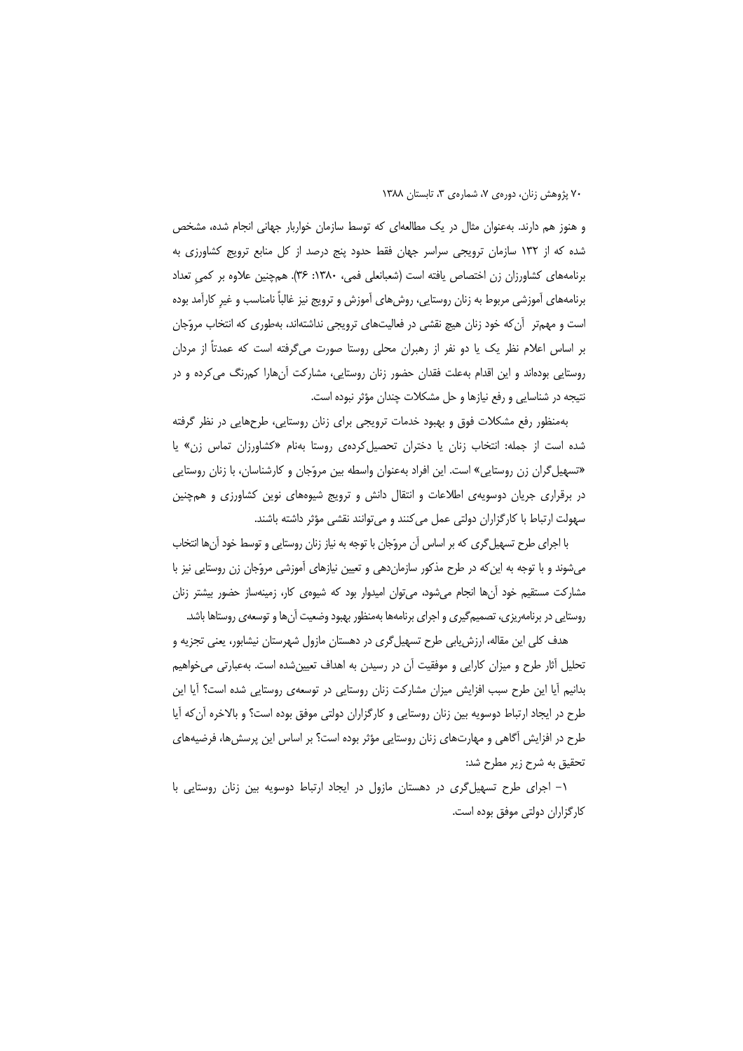و هنوز هم دارند. به‌عنوان مثال در یک مطالعه‌ای که توسط سازمان خواربار جهانی انجام شده، مشخص شده که از ۱۳۲ سازمان ترویجی سراسر جهان فقط حدود پنج درصد از کل منابع ترویج کشاورزی به برنامه‌های کشاورزان زن اختصاص یافته است (شعبانعلی فمی، ۱۳۸۰: ۳۶). هم‌چنین علاوه بر کمیِ تعداد برنامه‌های آموزشی مربوط به زنان روستایی، روش‌های آموزش و ترویج نیز غالباً نامناسب و غیرِ کارآمد بوده است و مهم‌تر آن‌که خود زنان هیچ نقشی در فعالیت‌های ترویجی نداشته‌اند، به‌طوری که انتخاب مروّجان بر اساس اعلام نظر یک یا دو نفر از رهبران محلی روستا صورت می‌گرفته است که عمدتاً از مردان روستایی بوده‌اند و این اقدام به‌علت فقدان حضور زنان روستایی، مشارکت آن‌هارا کم‌رنگ می‌کرده و در نتیجه در شناسایی و رفع نیازها و حل مشکلات چندان مؤثر نبوده است.

به‌منظور رفع مشکلات فوق و بهبود خدمات ترویجی برای زنان روستایی، طرح‌هایی در نظر گرفته شده است از جمله: انتخاب زنان یا دختران تحصیل‌کرده‌ی روستا به‌نام «کشاورزان تماس زن» یا «تسهیل‌گران زن روستایی» است. این افراد به‌عنوان واسطه بین مروّجان و کارشناسان، با زنان روستایی در برقراری جریان دوسویه‌ی اطلاعات و انتقال دانش و ترویج شیوه‌های نوین کشاورزی و هم‌چنین سهولت ارتباط با کارگزاران دولتی عمل می‌کنند و می‌توانند نقشی مؤثر داشته باشند.

با اجرای طرح تسهیل‌گری که بر اساس آن مروّجان با توجه به نیاز زنان روستایی و توسط خود آن‌ها انتخاب می‌شوند و با توجه به این‌که در طرح مذکور سازمان‌دهی و تعیین نیازهای آموزشی مروّجان زن روستایی نیز با مشارکت مستقیم خود آن‌ها انجام می‌شود، می‌توان امیدوار بود که شیوه‌ی کار، زمینه‌ساز حضور بیشتر زنان روستایی در برنامه‌ریزی، تصمیم‌گیری و اجرای برنامه‌ها به‌منظور بهبود وضعیت آن‌ها و توسعه‌ی روستاها باشد.

هدف کلی این مقاله، ارزش‌یابی طرح تسهیل‌گری در دهستان مازول شهرستان نیشابور، یعنی تجزیه و تحلیل آثار طرح و میزان کارایی و موفقیت آن در رسیدن به اهداف تعیین‌شده است. به‌عبارتی می‌خواهیم بدانیم آیا این طرح سبب افزایش میزان مشارکت زنان روستایی در توسعه‌ی روستایی شده است؟ آیا این طرح در ایجاد ارتباط دوسویه بین زنان روستایی و کارگزاران دولتی موفق بوده است؟ و بالاخره آن‌که آیا طرح در افزایش آگاهی و مهارت‌های زنان روستایی مؤثر بوده است؟ بر اساس این پرسش‌ها، فرضیه‌های تحقیق به شرح زیر مطرح شد:

۱- اجرای طرح تسهیل‌گری در دهستان مازول در ایجاد ارتباط دوسویه بین زنان روستایی با کارگزاران دولتی موفق بوده است.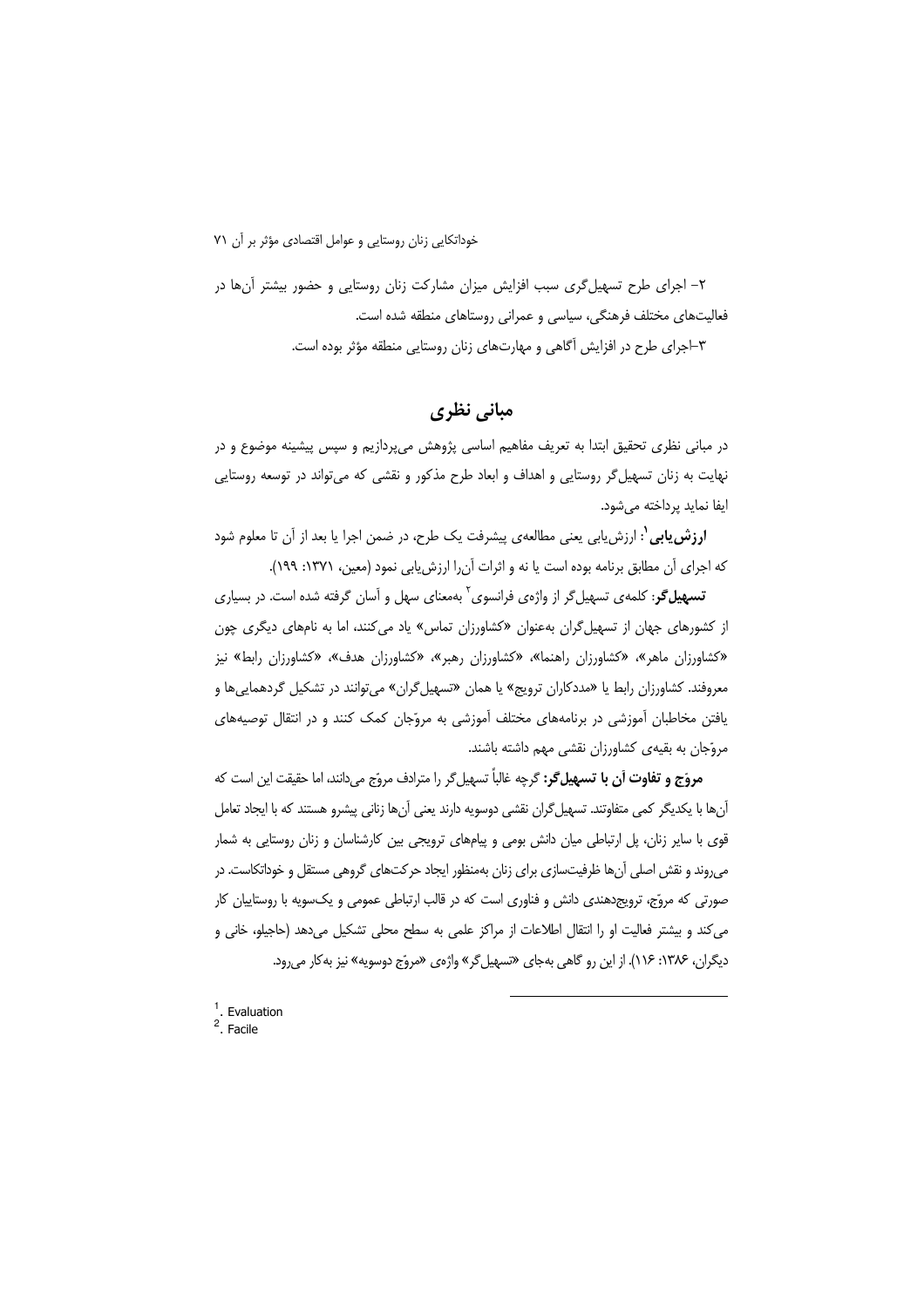۲- اجرای طرح تسهیل‌گری سبب افزایش میزان مشارکت زنان روستایی و حضور بیشتر آن‌ها در فعالیت‌های مختلف فرهنگی، سیاسی و عمرانی روستاهای منطقه شده است.

۳-اجرای طرح در افزایش آگاهی و مهارت‌های زنان روستایی منطقه مؤثر بوده است.

## مبانی نظری

در مبانی نظری تحقیق ابتدا به تعریف مفاهیم اساسی پژوهش می‌پردازیم و سپس پیشینه موضوع و در نهایت به زنان تسهیل‌گر روستایی و اهداف و ابعاد طرح مذکور و نقشی که می‌تواند در توسعه روستایی ایفا نماید پرداخته می‌شود.

**ارزش‌یابی**[1]: ارزش‌یابی یعنی مطالعه‌ی پیشرفت یک طرح، در ضمن اجرا یا بعد از آن تا معلوم شود که اجرای آن مطابق برنامه بوده است یا نه و اثرات آن‌را ارزش‌یابی نمود (معین، ۱۳۷۱: ۱۹۹).

**تسهیل‌گر**: کلمه‌ی تسهیل‌گر از واژه‌ی فرانسوی[2] به‌معنای سهل و آسان گرفته شده است. در بسیاری از کشورهای جهان از تسهیل‌گران به‌عنوان «کشاورزان تماس» یاد می‌کنند، اما به نام‌های دیگری چون «کشاورزان ماهر»، «کشاورزان راهنما»، «کشاورزان رهبر»، «کشاورزان هدف»، «کشاورزان رابط» نیز معروفند. کشاورزان رابط یا «مددکاران ترویج» یا همان «تسهیل‌گران» می‌توانند در تشکیل گردهمایی‌ها و یافتن مخاطبان آموزشی در برنامه‌های مختلف آموزشی به مروّجان کمک کنند و در انتقال توصیه‌های مروّجان به بقیه‌ی کشاورزان نقشی مهم داشته باشند.

**مروّج و تفاوت آن با تسهیل‌گر:** گرچه غالباً تسهیل‌گر را مترادف مروّج می‌دانند، اما حقیقت این است که آن‌ها با یکدیگر کمی متفاوتند. تسهیل‌گران نقشی دوسویه دارند یعنی آن‌ها زنانی پیشرو هستند که با ایجاد تعامل قوی با سایر زنان، پل ارتباطی میان دانش بومی و پیام‌های ترویجی بین کارشناسان و زنان روستایی به شمار می‌روند و نقش اصلی آن‌ها ظرفیت‌سازی برای زنان به‌منظور ایجاد حرکت‌های گروهی مستقل و خوداتکاست. در صورتی که مروّج، ترویج‌دهندی دانش و فناوری است که در قالب ارتباطی عمومی و یک‌سویه با روستاییان کار می‌کند و بیشتر فعالیت او را انتقال اطلاعات از مراکز علمی به سطح محلی تشکیل می‌دهد (حاجیلو، خانی و دیگران، ۱۳۸۶: ۱۱۶). از این رو گاهی به‌جای «تسهیل‌گر» واژه‌ی «مروّج دوسویه» نیز به‌کار می‌رود.

---

[1]. Evaluation

[2]. Facile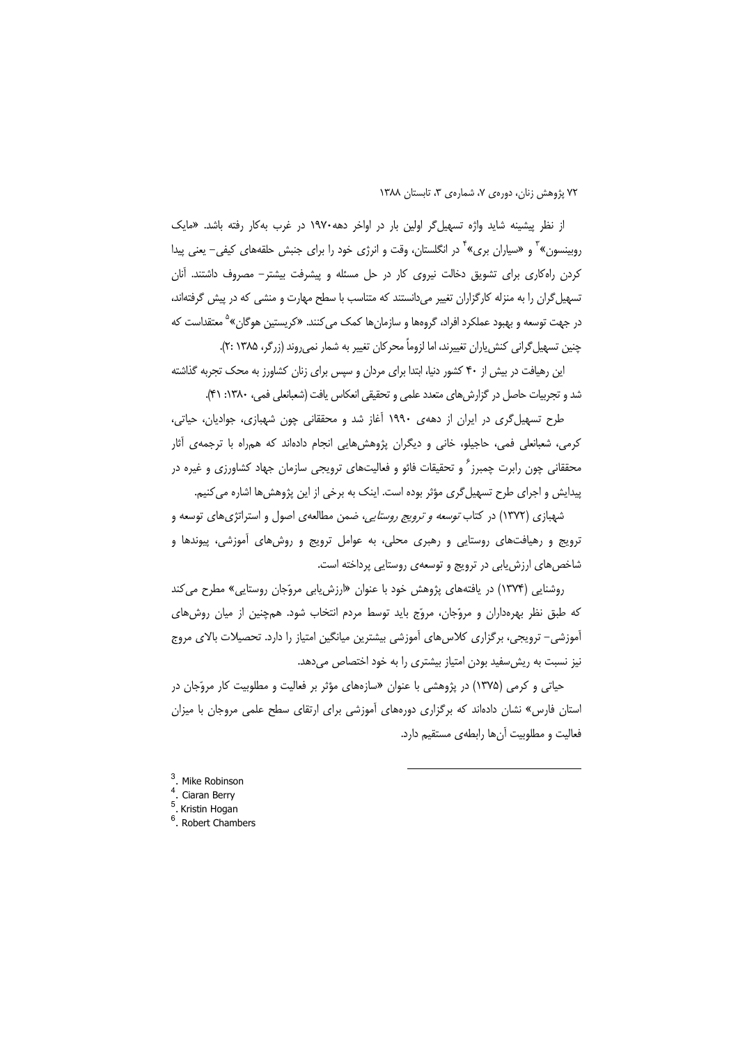از نظر پیشینه شاید واژه تسهیل‌گر اولین بار در اواخر دهه۱۹۷۰ در غرب به‌کار رفته باشد. «مایک روبینسون»[3] و «سیاران بری»[4] در انگلستان، وقت و انرژی خود را برای جنبش حلقه‌های کیفی– یعنی پیدا کردن راه‌کاری برای تشویق دخالت نیروی کار در حل مسئله و پیشرفت بیشتر– مصروف داشتند. آنان تسهیل‌گران را به منزله کارگزاران تغییر می‌دانستند که متناسب با سطح مهارت و منشی که در پیش گرفته‌اند، در جهت توسعه و بهبود عملکرد افراد، گروه‌ها و سازمان‌ها کمک می‌کنند. «کریستین هوگان»[5] معتقداست که چنین تسهیل‌گرانی کنش‌یاران تغییرند، اما لزوماً محرکان تغییر به شمار نمی‌روند (زرگر، ۱۳۸۵ :۲).

این رهیافت در بیش از ۴۰ کشور دنیا، ابتدا برای مردان و سپس برای زنان کشاورز به محک تجربه گذاشته شد و تجربیات حاصل در گزارش‌های متعدد علمی و تحقیقی انعکاس یافت (شعبانعلی فمی، ۱۳۸۰: ۴۱).

طرح تسهیل‌گری در ایران از دهه‌ی ۱۹۹۰ آغاز شد و محققانی چون شهبازی، جوادیان، حیاتی، کرمی، شعبانعلی فمی، حاجیلو، خانی و دیگران پژوهش‌هایی انجام داده‌اند که همراه با ترجمه‌ی آثار محققانی چون رابرت چمبرز[6] و تحقیقات فائو و فعالیت‌های ترویجی سازمان جهاد کشاورزی و غیره در پیدایش و اجرای طرح تسهیل‌گری مؤثر بوده است. اینک به برخی از این پژوهش‌ها اشاره می‌کنیم.

شهبازی (۱۳۷۲) در کتاب *توسعه و ترویج روستایی*، ضمن مطالعه‌ی اصول و استراتژی‌های توسعه و ترویج و رهیافت‌های روستایی و رهبری محلی، به عوامل ترویج و روش‌های آموزشی، پیوندها و شاخص‌های ارزش‌یابی در ترویج و توسعه‌ی روستایی پرداخته است.

روشنایی (۱۳۷۴) در یافته‌های پژوهش خود با عنوان «ارزش‌یابی مروّجان روستایی» مطرح می‌کند که طبق نظر بهره‌داران و مروّجان، مروّج باید توسط مردم انتخاب شود. هم‌چنین از میان روش‌های آموزشی– ترویجی، برگزاری کلاس‌های آموزشی بیشترین میانگین امتیاز را دارد. تحصیلات بالای مروج نیز نسبت به ریش‌سفید بودن امتیاز بیشتری را به خود اختصاص می‌دهد.

حیاتی و کرمی (۱۳۷۵) در پژوهشی با عنوان «سازه‌های مؤثر بر فعالیت و مطلوبیت کار مروّجان در استان فارس» نشان داده‌اند که برگزاری دوره‌های آموزشی برای ارتقای سطح علمی مروجان با میزان فعالیت و مطلوبیت آن‌ها رابطه‌ی مستقیم دارد.

---

3. Mike Robinson
4. Ciaran Berry
5. Kristin Hogan
6. Robert Chambers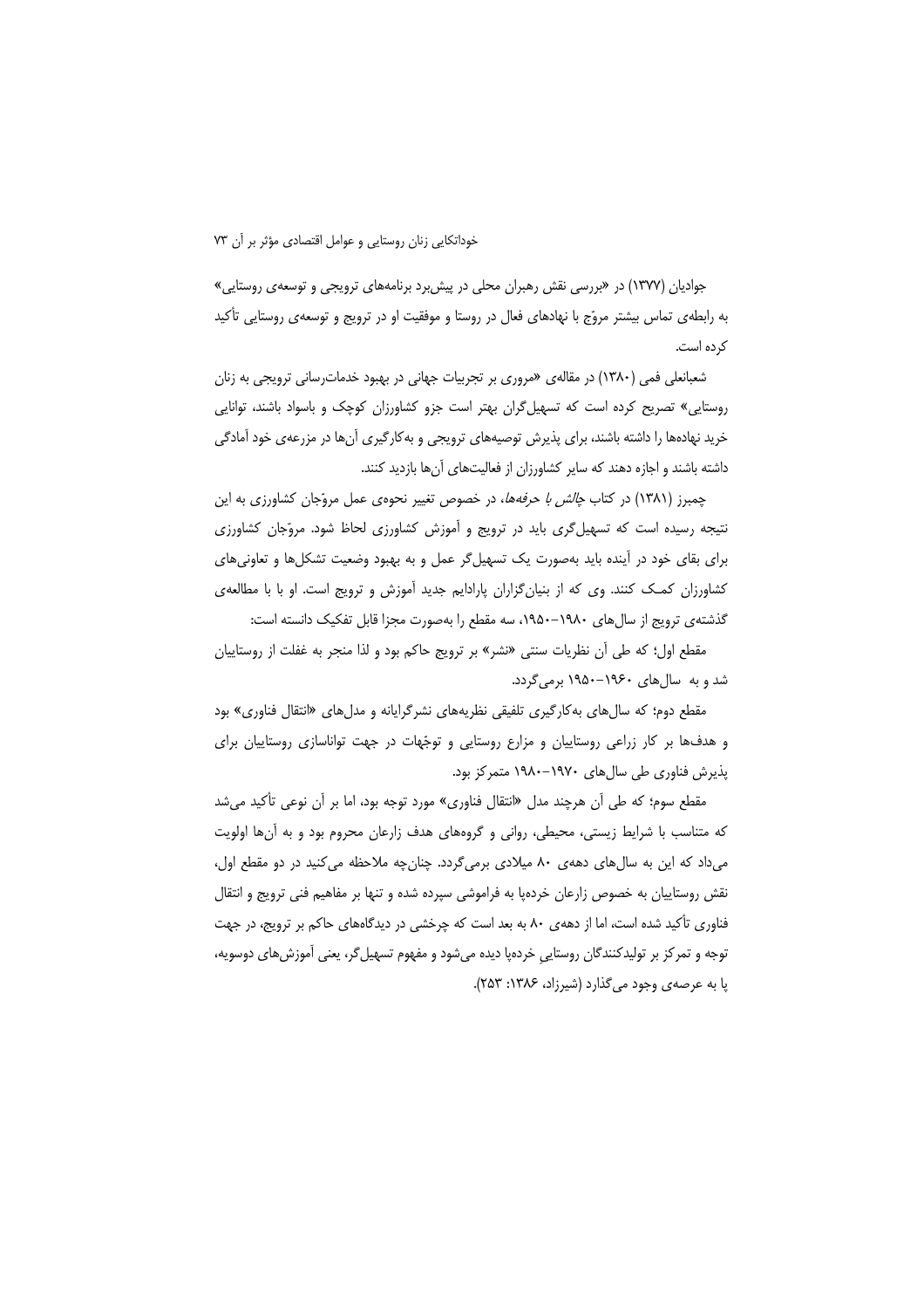جوادیان (۱۳۷۷) در «بررسی نقش رهبران محلی در پیش‌برد برنامه‌های ترویجی و توسعه‌ی روستایی» به رابطه‌ی تماس بیشتر مروّج با نهادهای فعال در روستا و موفقیت او در ترویج و توسعه‌ی روستایی تأکید کرده است.

شعبانعلی فمی (۱۳۸۰) در مقاله‌ی «مروری بر تجربیات جهانی در بهبود خدمات‌رسانی ترویجی به زنان روستایی» تصریح کرده است که تسهیل‌گران بهتر است جزو کشاورزان کوچک و باسواد باشند، توانایی خرید نهاده‌ها را داشته باشند، برای پذیرش توصیه‌های ترویجی و به‌کارگیری آن‌ها در مزرعه‌ی خود آمادگی داشته باشند و اجازه دهند که سایر کشاورزان از فعالیت‌های آن‌ها بازدید کنند.

چمبرز (۱۳۸۱) در کتاب *چالش با حرفه‌ها*، در خصوص تغییر نحوه‌ی عمل مروّجان کشاورزی به این نتیجه رسیده است که تسهیل‌گری باید در ترویج و آموزش کشاورزی لحاظ شود. مروّجان کشاورزی برای بقای خود در آینده باید به‌صورت یک تسهیل‌گر عمل و به بهبود وضعیت تشکل‌ها و تعاونی‌های کشاورزان کمک کنند. وی که از بنیان‌گزاران پارادایم جدید آموزش و ترویج است. او با مطالعه‌ی گذشته‌ی ترویج از سال‌های ۱۹۸۰–۱۹۵۰، سه مقطع را به‌صورت مجزا قابل تفکیک دانسته است:

مقطع اول؛ که طی آن نظریات سنتی «نشر» بر ترویج حاکم بود و لذا منجر به غفلت از روستاییان شد و به سال‌های ۱۹۶۰–۱۹۵۰ برمی‌گردد.

مقطع دوم؛ که سال‌های به‌کارگیری تلفیقی نظریه‌های نشرگرایانه و مدل‌های «انتقال فناوری» بود و هدف‌ها بر کار زراعی روستاییان و مزارع روستایی و توجّهات در جهت تواناسازی روستاییان برای پذیرش فناوری طی سال‌های ۱۹۷۰–۱۹۸۰ متمرکز بود.

مقطع سوم؛ که طی آن هرچند مدل «انتقال فناوری» مورد توجه بود، اما بر آن نوعی تأکید می‌شد که متناسب با شرایط زیستی، محیطی، روانی و گروه‌های هدف زارعان محروم بود و به آن‌ها اولویت می‌داد که این به سال‌های دهه‌ی ۸۰ میلادی برمی‌گردد. چنان‌چه ملاحظه می‌کنید در دو مقطع اول، نقش روستاییان به خصوص زارعان خرده‌پا به فراموشی سپرده شده و تنها بر مفاهیم فنی ترویج و انتقال فناوری تأکید شده است، اما از دهه‌ی ۸۰ به بعد است که چرخشی در دیدگاه‌های حاکم بر ترویج، در جهت توجه و تمرکز بر تولیدکنندگان روستاییِ خرده‌پا دیده می‌شود و مفهوم تسهیل‌گر، یعنی آموزش‌های دوسویه، پا به عرصه‌ی وجود می‌گذارد (شیرزاد، ۱۳۸۶: ۲۵۳).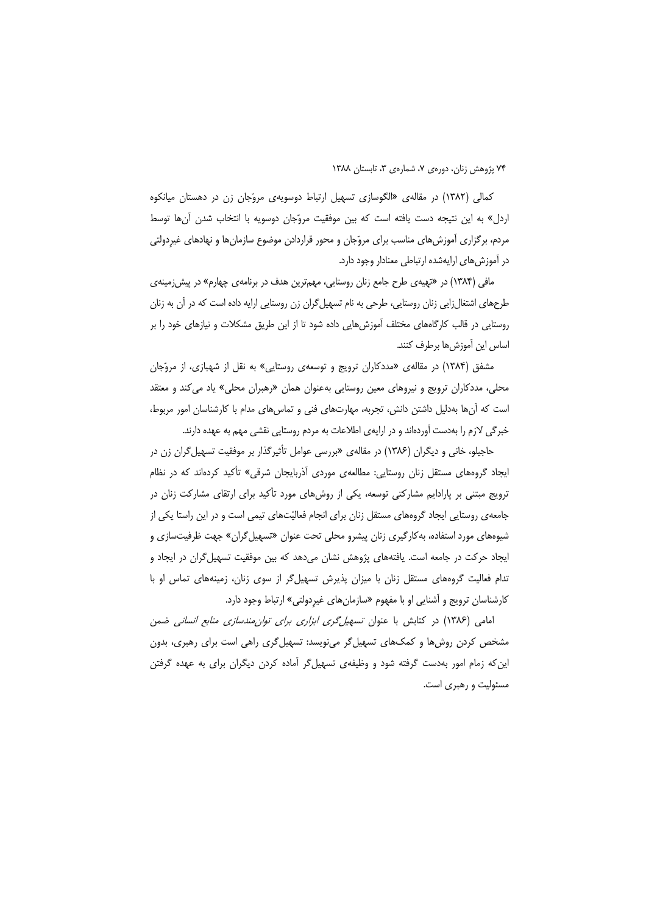کمالی (۱۳۸۲) در مقاله‌ی «الگوسازی تسهیل ارتباط دوسویه‌ی مروّجان زن در دهستان میانکوه اردل» به این نتیجه دست یافته است که بین موفقیت مروّجان دوسویه با انتخاب شدن آن‌ها توسط مردم، برگزاری آموزش‌های مناسب برای مروّجان و محور قراردادن موضوع سازمان‌ها و نهادهای غیردولتی در آموزش‌های ارایه‌شده ارتباطی معنادار وجود دارد.

مافی (۱۳۸۴) در «تهیه‌ی طرح جامع زنان روستایی، مهم‌ترین هدف در برنامه‌ی چهارم» در پیش‌زمینه‌ی طرح‌های اشتغال‌زایی زنان روستایی، طرحی به نام تسهیل‌گران زن روستایی ارایه داده است که در آن به زنان روستایی در قالب کارگاه‌های مختلف آموزش‌هایی داده شود تا از این طریق مشکلات و نیازهای خود را بر اساس این آموزش‌ها برطرف کنند.

مشفق (۱۳۸۴) در مقاله‌ی «مددکاران ترویج و توسعه‌ی روستایی» به نقل از شهبازی، از مروّجان محلی، مددکاران ترویج و نیروهای معین روستایی به‌عنوان همان «رهبران محلی» یاد می‌کند و معتقد است که آن‌ها به‌دلیل داشتن دانش، تجربه، مهارت‌های فنی و تماس‌های مدام با کارشناسان امور مربوط، خبرگی لازم را به‌دست آورده‌اند و در ارایه‌ی اطلاعات به مردم روستایی نقشی مهم به عهده دارند.

حاجیلو، خانی و دیگران (۱۳۸۶) در مقاله‌ی «بررسی عوامل تأثیرگذار بر موفقیت تسهیل‌گران زن در ایجاد گروه‌های مستقل زنان روستایی: مطالعه‌ی موردی آذربایجان شرقی» تأکید کرده‌اند که در نظام ترویج مبتنی بر پارادایم مشارکتی توسعه، یکی از روش‌های مورد تأکید برای ارتقای مشارکت زنان در جامعه‌ی روستایی ایجاد گروه‌های مستقل زنان برای انجام فعالیّت‌های تیمی است و در این راستا یکی از شیوه‌های مورد استفاده، به‌کارگیری زنان پیشرو محلی تحت عنوان «تسهیل‌گران» جهت ظرفیت‌سازی و ایجاد حرکت در جامعه است. یافته‌های پژوهش نشان می‌دهد که بین موفقیت تسهیل‌گران در ایجاد و تدام فعالیت گروه‌های مستقل زنان با میزان پذیرش تسهیل‌گر از سوی زنان، زمینه‌های تماس او با کارشناسان ترویج و آشنایی او با مفهوم «سازمان‌های غیردولتی» ارتباط وجود دارد.

امامی (۱۳۸۶) در کتابش با عنوان *تسهیل‌گری ابزاری برای توان‌مندسازی منابع انسانی* ضمن مشخص کردن روش‌ها و کمک‌های تسهیل‌گر می‌نویسد: تسهیل‌گری راهی است برای رهبری، بدون این‌که زمام امور به‌دست گرفته شود و وظیفه‌ی تسهیل‌گر آماده کردن دیگران برای به عهده گرفتن مسئولیت و رهبری است.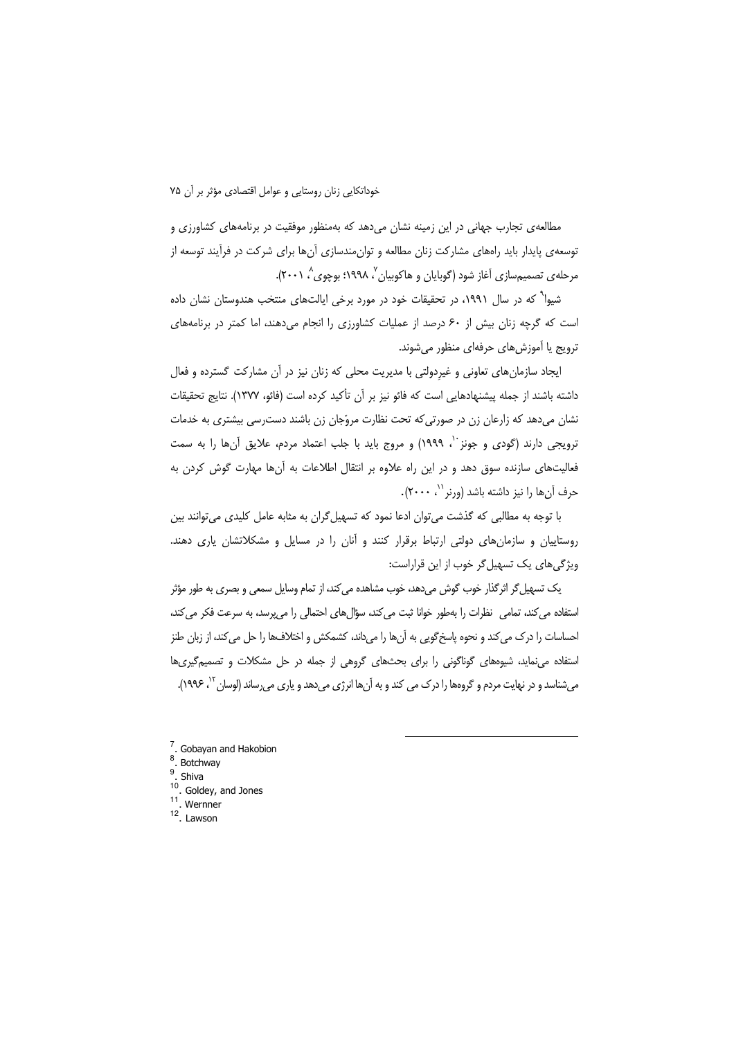مطالعه‌ی تجارب جهانی در این زمینه نشان می‌دهد که به‌منظور موفقیت در برنامه‌های کشاورزی و توسعه‌ی پایدار باید راه‌های مشارکت زنان مطالعه و توان‌مندسازی آن‌ها برای شرکت در فرآیند توسعه از مرحله‌ی تصمیم‌سازی آغاز شود (گوبایان و هاکوبیان[7]، ۱۹۹۸؛ بوچوی[8]، ۲۰۰۱).

شیوا[9] که در سال ۱۹۹۱، در تحقیقات خود در مورد برخی ایالت‌های منتخب هندوستان نشان داده است که گرچه زنان بیش از ۶۰ درصد از عملیات کشاورزی را انجام می‌دهند، اما کمتر در برنامه‌های ترویج یا آموزش‌های حرفه‌ای منظور می‌شوند.

ایجاد سازمان‌های تعاونی و غیردولتی با مدیریت محلی که زنان نیز در آن مشارکت گسترده و فعال داشته باشند از جمله پیشنهادهایی است که فائو نیز بر آن تأکید کرده است (فائو، ۱۳۷۷). نتایج تحقیقات نشان می‌دهد که زارعان زن در صورتی‌که تحت نظارت مروّجان زن باشند دسترسی بیشتری به خدمات ترویجی دارند (گودی و جونز[10]، ۱۹۹۹) و مروج باید با جلب اعتماد مردم، علایق آن‌ها را به سمت فعالیت‌های سازنده سوق دهد و در این راه علاوه بر انتقال اطلاعات به آن‌ها مهارت گوش کردن به حرف آن‌ها را نیز داشته باشد (ورنر[11]، ۲۰۰۰).

با توجه به مطالبی که گذشت می‌توان ادعا نمود که تسهیل‌گران به مثابه عامل کلیدی می‌توانند بین روستاییان و سازمان‌های دولتی ارتباط برقرار کنند و آنان را در مسایل و مشکلاتشان یاری دهند. ویژگی‌های یک تسهیل‌گر خوب از این قرار است:

یک تسهیل‌گر اثرگذار خوب گوش می‌دهد، خوب مشاهده می‌کند، از تمام وسایل سمعی و بصری به طور مؤثر استفاده می‌کند، تمامی نظرات را به‌طور خوانا ثبت می‌کند، سؤال‌های احتمالی را می‌پرسد، به سرعت فکر می‌کند، احساسات را درک می‌کند و نحوه پاسخ‌گویی به آن‌ها را می‌داند، کشمکش و اختلاف‌ها را حل می‌کند، از زبان طنز استفاده می‌نماید، شیوه‌های گوناگونی را برای بحث‌های گروهی از جمله در حل مشکلات و تصمیم‌گیری‌ها می‌شناسد و در نهایت مردم و گروه‌ها را درک می کند و به آن‌ها انرژی می‌دهد و یاری می‌رساند (لوسان[12]، ۱۹۹۶).

---

[7]. Gobayan and Hakobion
[8]. Botchway
[9]. Shiva
[10]. Goldey, and Jones
[11]. Wernner
[12]. Lawson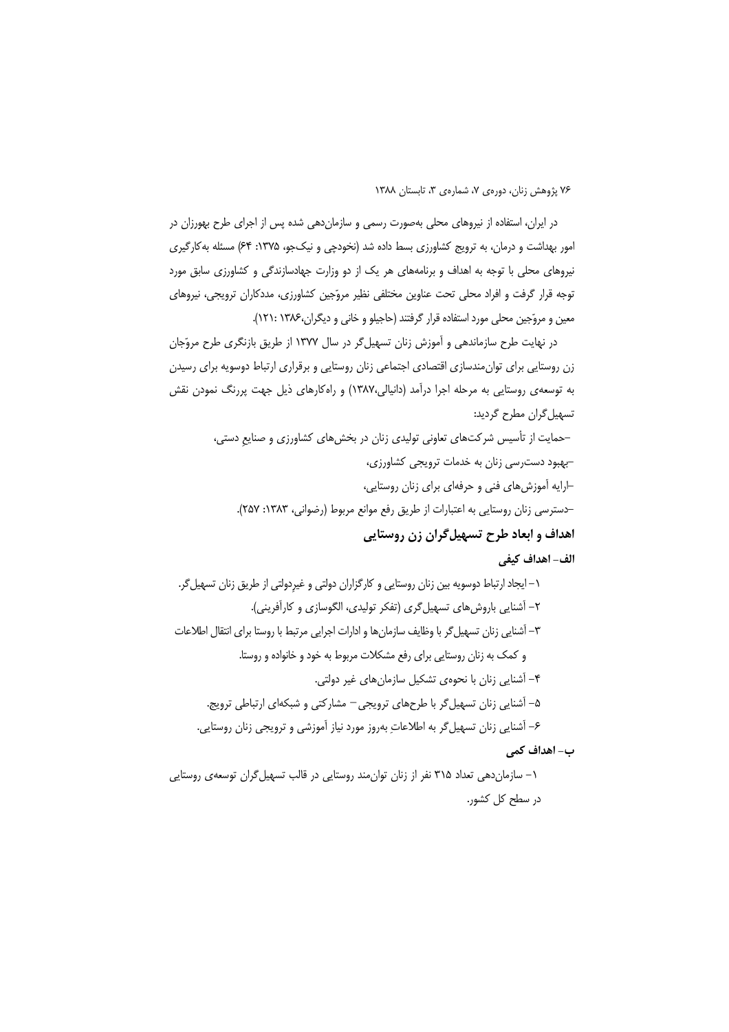در ایران، استفاده از نیروهای محلی به‌صورت رسمی و سازمان‌دهی شده پس از اجرای طرح بهورزان در امور بهداشت و درمان، به ترویج کشاورزی بسط داده شد (نخودچی و نیک‌جو، ۱۳۷۵: ۶۴) مسئله به‌کارگیری نیروهای محلی با توجه به اهداف و برنامه‌های هر یک از دو وزارت جهادسازندگی و کشاورزی سابق مورد توجه قرار گرفت و افراد محلی تحت عناوین مختلفی نظیر مروّجین کشاورزی، مددکاران ترویجی، نیروهای معین و مروّجین محلی مورد استفاده قرار گرفتند (حاجیلو و خانی و دیگران،۱۳۸۶ :۱۲۱).

در نهایت طرح سازماندهی و آموزش زنان تسهیل‌گر در سال ۱۳۷۷ از طریق بازنگری طرح مروّجان زن روستایی برای توان‌مندسازی اقتصادی اجتماعی زنان روستایی و برقراری ارتباط دوسویه برای رسیدن به توسعه‌ی روستایی به مرحله اجرا درآمد (دانیالی،۱۳۸۷) و راه‌کارهای ذیل جهت پررنگ نمودن نقش تسهیل‌گران مطرح گردید:

-حمایت از تأسیس شرکت‌های تعاونی تولیدی زنان در بخش‌های کشاورزی و صنایعِ دستی،

-بهبود دست‌رسی زنان به خدمات ترویجی کشاورزی،

-ارایه آموزش‌های فنی و حرفه‌ای برای زنان روستایی،

-دسترسی زنان روستایی به اعتبارات از طریق رفع موانع مربوط (رضوانی، ۱۳۸۳: ۲۵۷).

## اهداف و ابعاد طرح تسهیل‌گران زن روستایی

### الف- اهداف کیفی

۱- ایجاد ارتباط دوسویه بین زنان روستایی و کارگزاران دولتی و غیردولتی از طریق زنان تسهیل‌گر.

۲- آشنایی باروش‌های تسهیل‌گری (تفکر تولیدی، الگوسازی و کارآفرینی).

۳- آشنایی زنان تسهیل‌گر با وظایف سازمان‌ها و ادارات اجرایی مرتبط با روستا برای انتقال اطلاعات و کمک به زنان روستایی برای رفع مشکلات مربوط به خود و خانواده و روستا.

۴- آشنایی زنان با نحوه‌ی تشکیل سازمان‌های غیر دولتی.

۵- آشنایی زنان تسهیل‌گر با طرح‌های ترویجی– مشارکتی و شبکه‌ای ارتباطی ترویج.

۶- آشنایی زنان تسهیل‌گر به اطلاعاتِ به‌روز مورد نیاز آموزشی و ترویجی زنان روستایی.

### ب- اهداف کمی

۱- سازمان‌دهی تعداد ۳۱۵ نفر از زنان توان‌مند روستایی در قالب تسهیل‌گران توسعه‌ی روستایی در سطح کل کشور.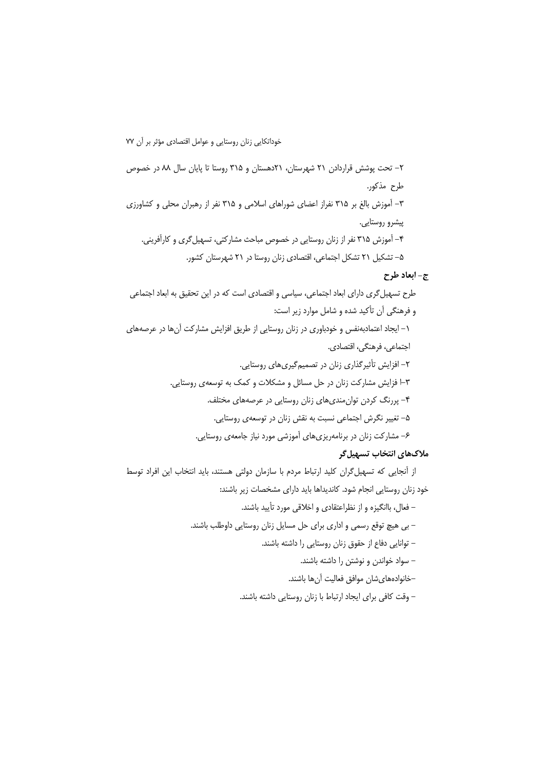۲- تحت پوشش قراردادن ۲۱ شهرستان، ۲۱دهستان و ۳۱۵ روستا تا پایان سال ۸۸ در خصوص طرح مذکور.

۳- آموزش بالغ بر ۳۱۵ نفراز اعضای شوراهای اسلامی و ۳۱۵ نفر از رهبران محلی و کشاورزی پیشرو روستایی.

۴- آموزش ۳۱۵ نفر از زنان روستایی در خصوص مباحث مشارکتی، تسهیل‌گری و کارآفرینی.

۵- تشکیل ۲۱ تشکل اجتماعی، اقتصادی زنان روستا در ۲۱ شهرستان کشور.

### ج- ابعاد طرح

طرح تسهیل‌گری دارای ابعاد اجتماعی، سیاسی و اقتصادی است که در این تحقیق به ابعاد اجتماعی و فرهنگی آن تأکید شده و شامل موارد زیر است:

۱- ایجاد اعتمادبه‌نفس و خودباوری در زنان روستایی از طریق افزایش مشارکت آن‌ها در عرصه‌های اجتماعی، فرهنگی، اقتصادی.

۲- افزایش تأثیرگذاری زنان در تصمیم‌گیری‌های روستایی.

۳-ا فزایش مشارکت زنان در حل مسائل و مشکلات و کمک به توسعه‌ی روستایی.

۴- پررنگ کردن توان‌مندی‌های زنان روستایی در عرصه‌های مختلف.

۵- تغییر نگرش اجتماعی نسبت به نقش زنان در توسعه‌ی روستایی.

۶- مشارکت زنان در برنامه‌ریزی‌های آموزشی مورد نیاز جامعه‌ی روستایی.

### ملاک‌های انتخاب تسهیل‌گر

از آنجایی که تسهیل‌گران کلید ارتباط مردم با سازمان دولتی هستند، باید انتخاب این افراد توسط خود زنان روستایی انجام شود. کاندیداها باید دارای مشخصات زیر باشند:

- فعال، باانگیزه و از نظراعتقادی و اخلاقی مورد تأیید باشند.
- بی هیچ توقع رسمی و اداری برای حل مسایل زنان روستایی داوطلب باشند.
- توانایی دفاع از حقوق زنان روستایی را داشته باشند.
- سواد خواندن و نوشتن را داشته باشند.
- خانواده‌های‌شان موافق فعالیت آن‌ها باشند.
- وقت کافی برای ایجاد ارتباط با زنان روستایی داشته باشند.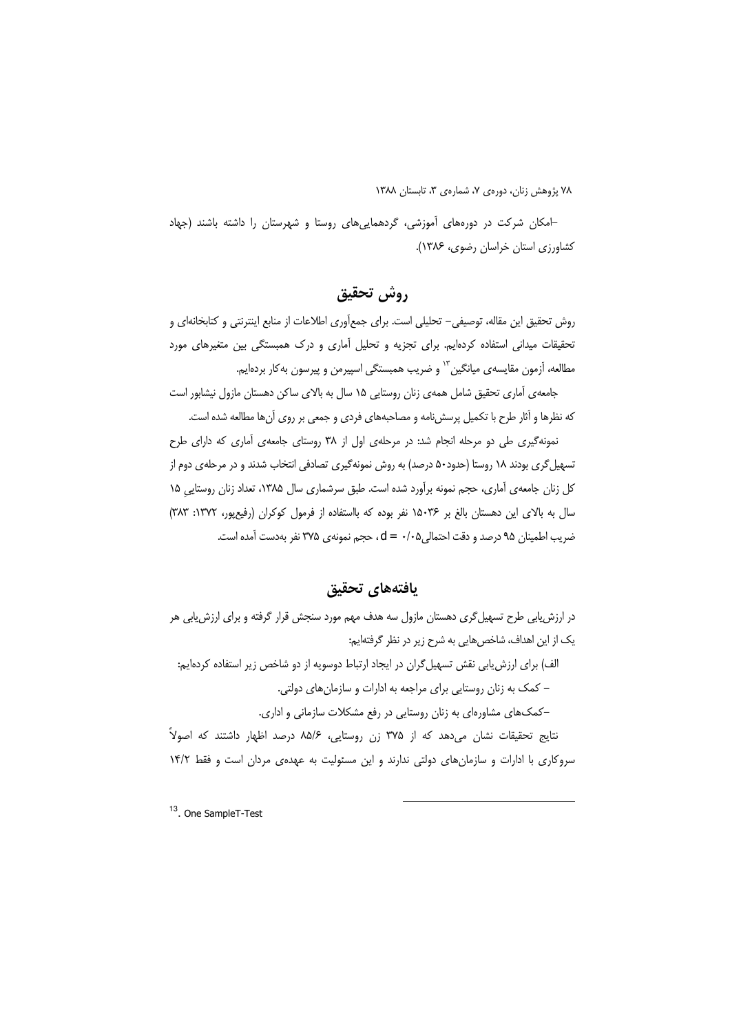–امکان شرکت در دوره‌های آموزشی، گردهمایی‌های روستا و شهرستان را داشته باشند (جهاد کشاورزی استان خراسان رضوی، ۱۳۸۶).

## روش تحقیق

روش تحقیق این مقاله، توصیفی– تحلیلی است. برای جمع‌آوری اطلاعات از منابع اینترنتی و کتابخانه‌ای و تحقیقات میدانی استفاده کرده‌ایم. برای تجزیه و تحلیل آماری و درک همبستگی بین متغیرهای مورد مطالعه، آزمون مقایسه‌ی میانگین[۱۳] و ضریب همبستگی اسپیرمن و پیرسون به‌کار برده‌ایم.

جامعه‌ی آماری تحقیق شامل همه‌ی زنان روستایی ۱۵ سال به بالای ساکن دهستان مازول نیشابور است که نظرها و آثار طرح با تکمیل پرسش‌نامه و مصاحبه‌های فردی و جمعی بر روی آن‌ها مطالعه شده است.

نمونه‌گیری طی دو مرحله انجام شد: در مرحله‌ی اول از ۳۸ روستای جامعه‌ی آماری که دارای طرح تسهیل‌گری بودند ۱۸ روستا (حدود۵۰ درصد) به روش نمونه‌گیری تصادفی انتخاب شدند و در مرحله‌ی دوم از کل زنان جامعه‌ی آماری، حجم نمونه برآورد شده است. طبق سرشماری سال ۱۳۸۵، تعداد زنان روستاییِ ۱۵ سال به بالای این دهستان بالغ بر ۱۵۰۳۶ نفر بوده که بااستفاده از فرمول کوکران (رفیع‌پور، ۱۳۷۲: ۳۸۳) ضریب اطمینان ۹۵ درصد و دقت احتمالی$d = ۰/۰۵$، حجم نمونه‌ی ۳۷۵ نفر به‌دست آمده است.

## یافته‌های تحقیق

در ارزش‌یابی طرح تسهیل‌گری دهستان مازول سه هدف مهم مورد سنجش قرار گرفته و برای ارزش‌یابی هر یک از این اهداف، شاخص‌هایی به شرح زیر در نظر گرفته‌ایم:

الف) برای ارزش‌یابی نقش تسهیل‌گران در ایجاد ارتباط دوسویه از دو شاخص زیر استفاده کرده‌ایم:

– کمک به زنان روستایی برای مراجعه به ادارات و سازمان‌های دولتی.

–کمک‌های مشاوره‌ای به زنان روستایی در رفع مشکلات سازمانی و اداری.

نتایج تحقیقات نشان می‌دهد که از ۳۷۵ زن روستایی، ۸۵/۶ درصد اظهار داشتند که اصولاً سروکاری با ادارات و سازمان‌های دولتی ندارند و این مسئولیت به عهده‌ی مردان است و فقط ۱۴/۲

---

[۱۳]. One SampleT-Test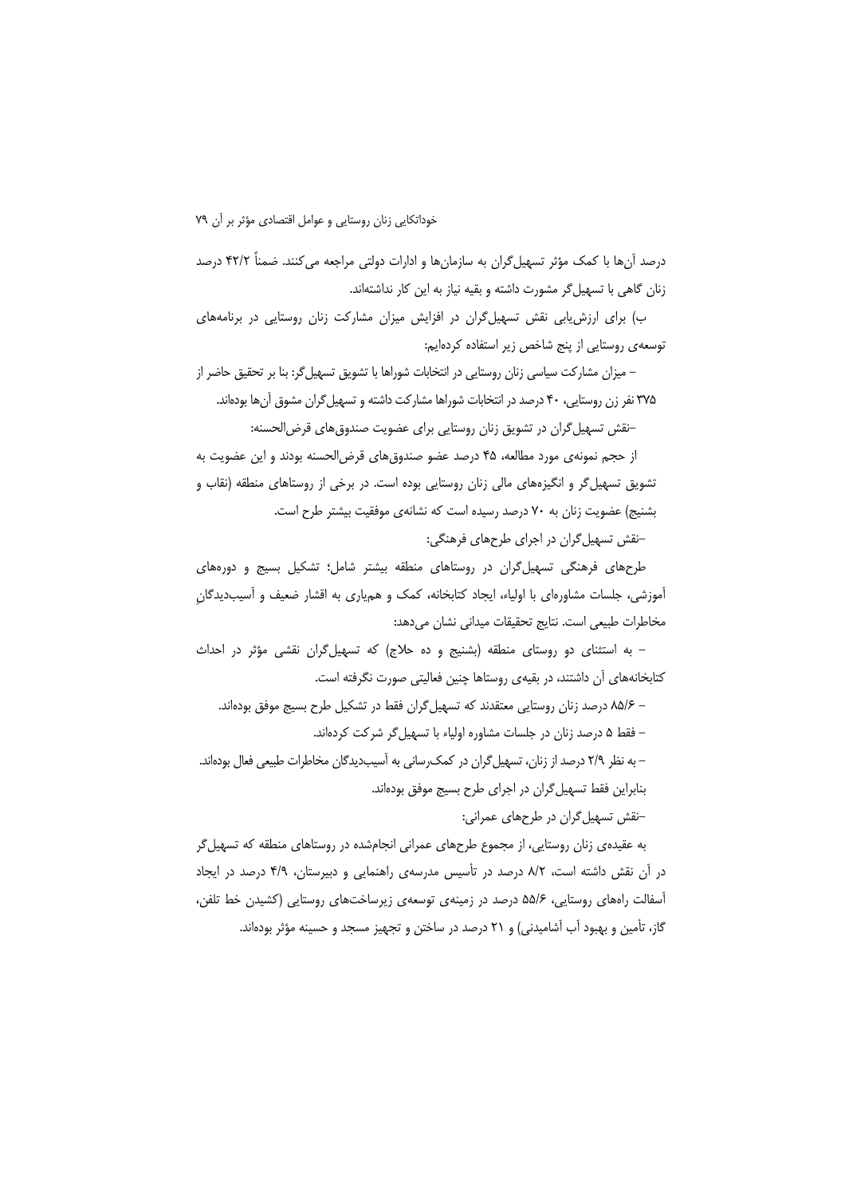درصد آن‌ها با کمک مؤثر تسهیل‌گران به سازمان‌ها و ادارات دولتی مراجعه می‌کنند. ضمناً ۴۲/۲ درصد زنان گاهی با تسهیل‌گر مشورت داشته و بقیه نیاز به این کار نداشته‌اند.

ب) برای ارزش‌یابی نقش تسهیل‌گران در افزایش میزان مشارکت زنان روستایی در برنامه‌های توسعه‌ی روستایی از پنج شاخص زیر استفاده کرده‌ایم:

– میزان مشارکت سیاسی زنان روستایی در انتخابات شوراها با تشویق تسهیل‌گر: بنا بر تحقیق حاضر از ۳۷۵ نفر زن روستایی، ۴۰ درصد در انتخابات شوراها مشارکت داشته و تسهیل‌گران مشوق آن‌ها بوده‌اند.

–نقش تسهیل‌گران در تشویق زنان روستایی برای عضویت صندوق‌های قرض‌الحسنه:

از حجم نمونه‌ی مورد مطالعه، ۴۵ درصد عضو صندوق‌های قرض‌الحسنه بودند و این عضویت به تشویق تسهیل‌گر و انگیزه‌های مالی زنان روستایی بوده است. در برخی از روستاهای منطقه (نقاب و بشنیج) عضویت زنان به ۷۰ درصد رسیده است که نشانه‌ی موفقیت بیشتر طرح است.

–نقش تسهیل‌گران در اجرای طرح‌های فرهنگی:

طرح‌های فرهنگی تسهیل‌گران در روستاهای منطقه بیشتر شامل؛ تشکیل بسیج و دوره‌های آموزشی، جلسات مشاوره‌ای با اولیاء، ایجاد کتابخانه، کمک و همیاری به اقشار ضعیف و آسیب‌دیدگانِ مخاطرات طبیعی است. نتایج تحقیقات میدانی نشان می‌دهد:

– به استثنای دو روستای منطقه (بشنیج و ده حلاج) که تسهیل‌گران نقشی مؤثر در احداث کتابخانه‌های آن داشتند، در بقیه‌ی روستاها چنین فعالیتی صورت نگرفته است.

– ۸۵/۶ درصد زنان روستایی معتقدند که تسهیل‌گران فقط در تشکیل طرح بسیج موفق بوده‌اند.

– فقط ۵ درصد زنان در جلسات مشاوره اولیاء با تسهیل‌گر شرکت کرده‌اند.

– به نظر ۲/۹ درصد از زنان، تسهیل‌گران در کمک‌رسانی به آسیب‌دیدگان مخاطرات طبیعی فعال بوده‌اند. بنابراین فقط تسهیل‌گران در اجرای طرح بسیج موفق بوده‌اند.

–نقش تسهیل‌گران در طرح‌های عمرانی:

به عقیده‌ی زنان روستایی، از مجموع طرح‌های عمرانی انجام‌شده در روستاهای منطقه که تسهیل‌گر در آن نقش داشته است، ۸/۲ درصد در تأسیس مدرسه‌ی راهنمایی و دبیرستان، ۴/۹ درصد در ایجاد آسفالت راه‌های روستایی، ۵۵/۶ درصد در زمینه‌ی توسعه‌ی زیرساخت‌های روستایی (کشیدن خط تلفن، گاز، تأمین و بهبود آب آشامیدنی) و ۲۱ درصد در ساختن و تجهیز مسجد و حسینه مؤثر بوده‌اند.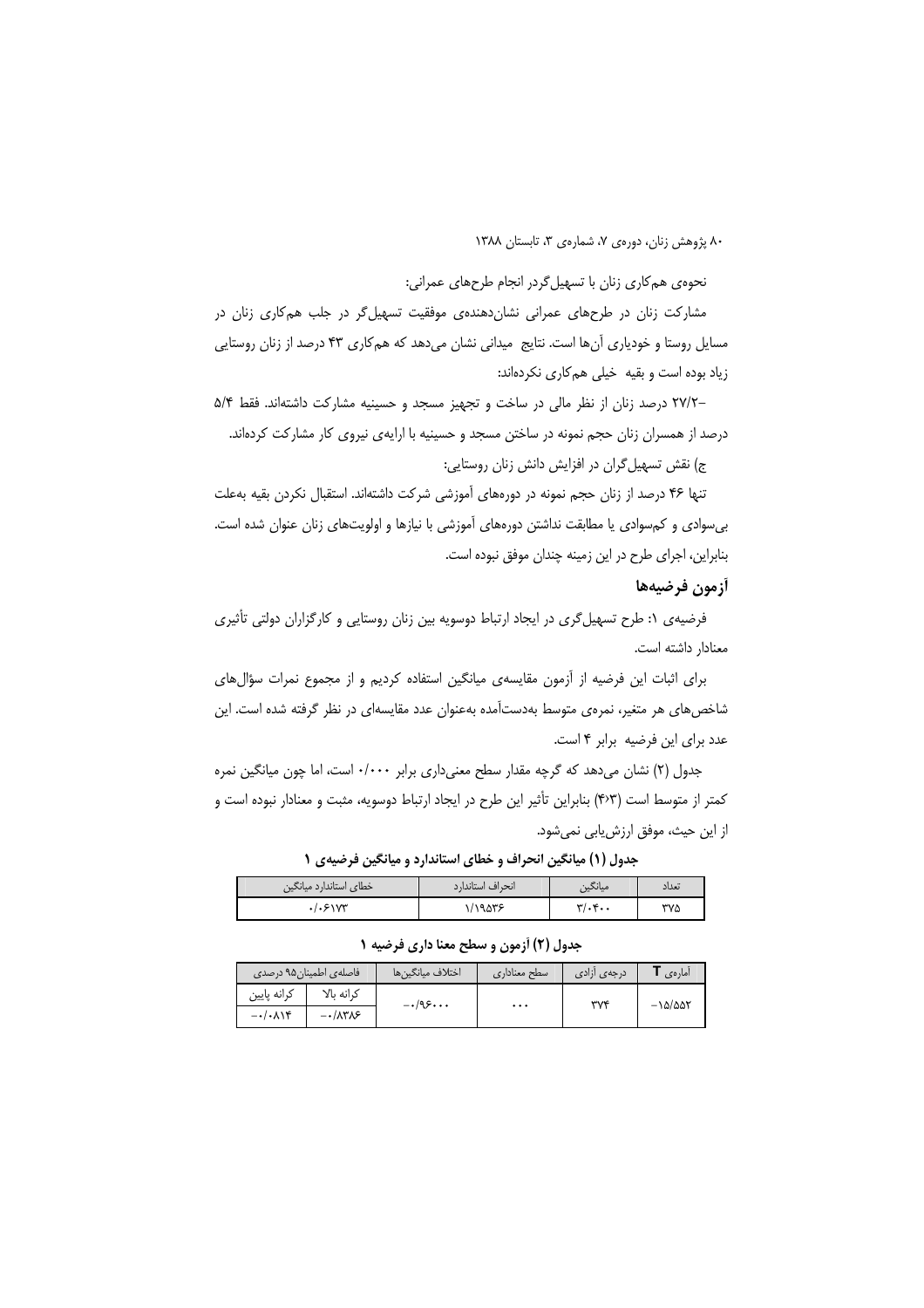نحوه‌ی هم‌کاری زنان با تسهیل‌گردر انجام طرح‌های عمرانی:

مشارکت زنان در طرح‌های عمرانی نشان‌دهنده‌ی موفقیت تسهیل‌گر در جلب هم‌کاری زنان در مسایل روستا و خودیاری آن‌ها است. نتایج میدانی نشان می‌دهد که هم‌کاری ۴۳ درصد از زنان روستایی زیاد بوده است و بقیه خیلی هم‌کاری نکرده‌اند:

–۲۷/۲ درصد زنان از نظر مالی در ساخت و تجهیز مسجد و حسینیه مشارکت داشته‌اند. فقط ۵/۴ درصد از همسران زنان حجم نمونه در ساختن مسجد و حسینیه با ارایه‌ی نیروی کار مشارکت کرده‌اند.

ج) نقش تسهیل‌گران در افزایش دانش زنان روستایی:

تنها ۴۶ درصد از زنان حجم نمونه در دوره‌های آموزشی شرکت داشته‌اند. استقبال نکردن بقیه به‌علت بی‌سوادی و کم‌سوادی یا مطابقت نداشتن دوره‌های آموزشی با نیازها و اولویت‌های زنان عنوان شده است. بنابراین، اجرای طرح در این زمینه چندان موفق نبوده است.

## آزمون فرضیه‌ها

فرضیه‌ی ۱: طرح تسهیل‌گری در ایجاد ارتباط دوسویه بین زنان روستایی و کارگزاران دولتی تأثیری معنادار داشته است.

برای اثبات این فرضیه از آزمون مقایسه‌ی میانگین استفاده کردیم و از مجموع نمرات سؤال‌های شاخص‌های هر متغیر، نمره‌ی متوسط به‌دست‌آمده به‌عنوان عدد مقایسه‌ای در نظر گرفته شده است. این عدد برای این فرضیه برابر ۴ است.

جدول (۲) نشان می‌دهد که گرچه مقدار سطح معنی‌داری برابر ۰/۰۰۰ است، اما چون میانگین نمره کمتر از متوسط است (۴،۳) بنابراین تأثیر این طرح در ایجاد ارتباط دوسویه، مثبت و معنادار نبوده است و از این حیث، موفق ارزش‌یابی نمی‌شود.

**جدول (۱) میانگین انحراف و خطای استاندارد و میانگین فرضیه‌ی ۱**

| تعداد | میانگین | انحراف استاندارد | خطای استاندارد میانگین |
|---|---|---|---|
| ۳۷۵ | ۳/۰۴۰۰ | ۱/۱۹۵۳۶ | ۰/۰۶۱۷۳ |

**جدول (۲) آزمون و سطح معنا داری فرضیه ۱**

| آماره‌ی T | درجه‌ی آزادی | سطح معناداری | اختلاف میانگین‌ها | فاصله‌ی اطمینان۹۵ درصدی | |
|---|---|---|---|---|---|
| | | | | کرانه بالا | کرانه پایین |
| –۱۵/۵۵۲ | ۳۷۴ | ۰۰۰ | –۰/۹۶۰۰۰ | –۰/۸۳۸۶ | –۰/۰۸۱۴ |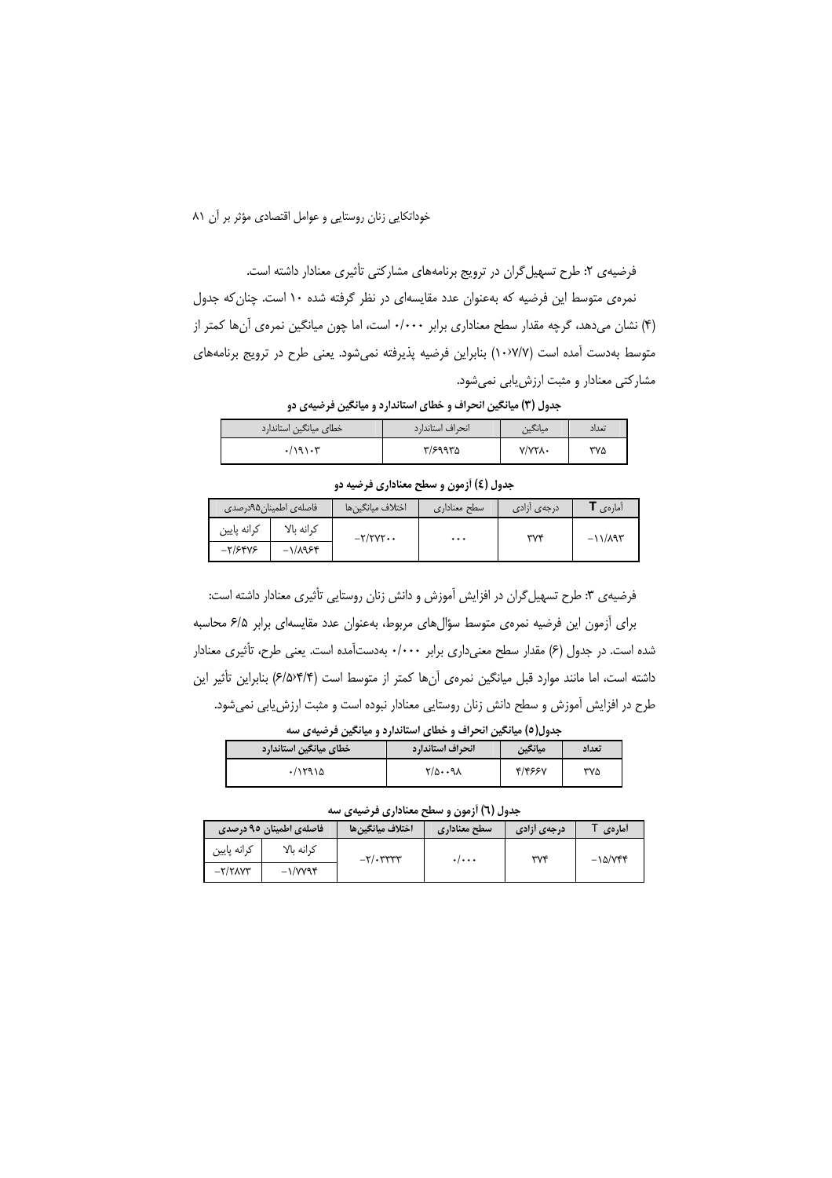فرضیه‌ی ۲: طرح تسهیل‌گران در ترویج برنامه‌های مشارکتی تأثیری معنادار داشته است.

نمره‌ی متوسط این فرضیه که به‌عنوان عدد مقایسه‌ای در نظر گرفته شده ۱۰ است. چنان‌که جدول (۴) نشان می‌دهد، گرچه مقدار سطح معناداری برابر ۰/۰۰۰ است، اما چون میانگین نمره‌ی آن‌ها کمتر از متوسط به‌دست آمده است (۱۰›۷/۷) بنابراین فرضیه پذیرفته نمی‌شود. یعنی طرح در ترویج برنامه‌های مشارکتی معنادار و مثبت ارزش‌یابی نمی‌شود.

**جدول (۳) میانگین انحراف و خطای استاندارد و میانگین فرضیه‌ی دو**

| تعداد | میانگین | انحراف استاندارد | خطای میانگین استاندارد |
|---|---|---|---|
| ۳۷۵ | ۷/۷۲۸۰ | ۳/۶۹۹۳۵ | ۰/۱۹۱۰۳ |

**جدول (٤) آزمون و سطح معناداری فرضیه دو**

| آماره‌ی T | درجه‌ی آزادی | سطح معناداری | اختلاف میانگین‌ها | فاصله‌ی اطمینان۹۵درصدی | |
|---|---|---|---|---|---|
| | | | | کرانه بالا | کرانه پایین |
| -۱۱/۸۹۳ | ۳۷۴ | ۰۰۰ | -۲/۲۷۲۰۰ | -۱/۸۹۶۴ | -۲/۶۴۷۶ |

فرضیه‌ی ۳: طرح تسهیل‌گران در افزایش آموزش و دانش زنان روستایی تأثیری معنادار داشته است:

برای آزمون این فرضیه نمره‌ی متوسط سؤال‌های مربوط، به‌عنوان عدد مقایسه‌ای برابر ۶/۵ محاسبه شده است. در جدول (۶) مقدار سطح معنی‌داری برابر ۰/۰۰۰ به‌دست‌آمده است. یعنی طرح، تأثیری معنادار داشته است، اما مانند موارد قبل میانگین نمره‌ی آن‌ها کمتر از متوسط است (۶/۵›۴/۴) بنابراین تأثیر این طرح در افزایش آموزش و سطح دانش زنان روستایی معنادار نبوده است و مثبت ارزش‌یابی نمی‌شود.

**جدول(۵) میانگین انحراف و خطای استاندارد و میانگین فرضیه‌ی سه**

| تعداد | میانگین | انحراف استاندارد | خطای میانگین استاندارد |
|---|---|---|---|
| ۳۷۵ | ۴/۴۶۶۷ | ۲/۵۰۰۹۸ | ۰/۱۲۹۱۵ |

**جدول (٦) آزمون و سطح معناداری فرضیه‌ی سه**

| آماره‌ی T | درجه‌ی آزادی | سطح معناداری | اختلاف میانگین‌ها | فاصله‌ی اطمینان ۹۵ درصدی | |
|---|---|---|---|---|---|
| | | | | کرانه بالا | کرانه پایین |
| -۱۵/۷۴۴ | ۳۷۴ | ۰/۰۰۰ | -۲/۰۳۳۳۳ | -۱/۷۷۹۴ | -۲/۲۸۷۳ |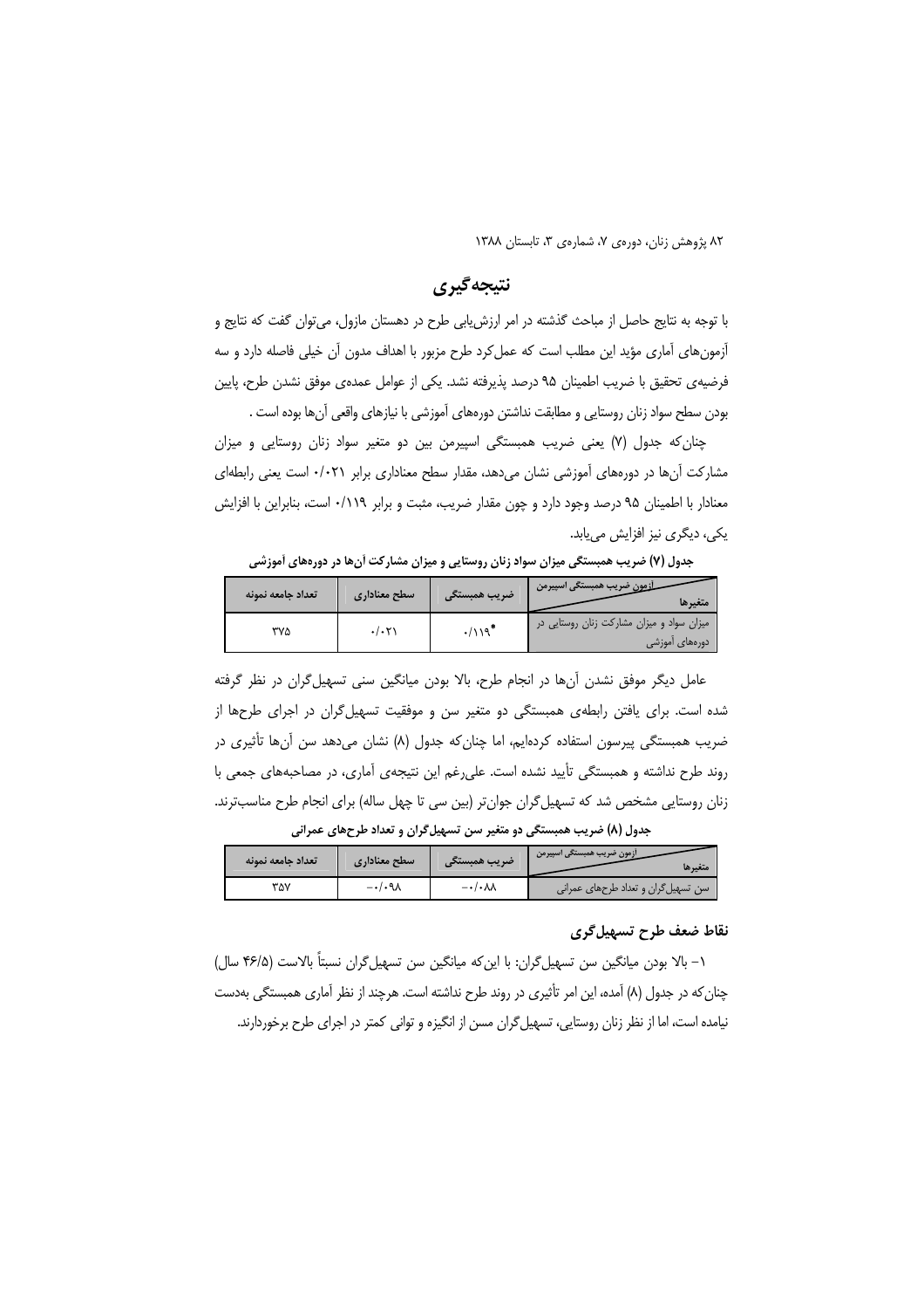## نتیجه‌گیری

با توجه به نتایج حاصل از مباحث گذشته در امر ارزش‌یابی طرح در دهستان مازول، می‌توان گفت که نتایج و آزمون‌های آماری مؤید این مطلب است که عمل‌کرد طرح مزبور با اهداف مدون آن خیلی فاصله دارد و سه فرضیه‌ی تحقیق با ضریب اطمینان ۹۵ درصد پذیرفته نشد. یکی از عوامل عمده‌ی موفق نشدن طرح، پایین بودن سطح سواد زنان روستایی و مطابقت نداشتن دوره‌های آموزشی با نیازهای واقعی آن‌ها بوده است .

چنان‌که جدول (۷) یعنی ضریب همبستگی اسپیرمن بین دو متغیر سواد زنان روستایی و میزان مشارکت آن‌ها در دوره‌های آموزشی نشان می‌دهد، مقدار سطح معناداری برابر ۰/۰۲۱ است یعنی رابطه‌ای معنادار با اطمینان ۹۵ درصد وجود دارد و چون مقدار ضریب، مثبت و برابر ۰/۱۱۹ است، بنابراین با افزایش یکی، دیگری نیز افزایش می‌یابد.

**جدول (۷) ضریب همبستگی میزان سواد زنان روستایی و میزان مشارکت آن‌ها در دوره‌های آموزشی**

| آزمون ضریب همبستگی اسپیرمن / متغیرها | ضریب همبستگی | سطح معناداری | تعداد جامعه نمونه |
|---|---|---|---|
| میزان سواد و میزان مشارکت زنان روستایی در دوره‌های آموزشی | ۰/۱۱۹* | ۰/۰۲۱ | ۳۷۵ |

عامل دیگر موفق نشدن آن‌ها در انجام طرح، بالا بودن میانگین سنی تسهیل‌گران در نظر گرفته شده است. برای یافتن رابطه‌ی همبستگی دو متغیر سن و موفقیت تسهیل‌گران در اجرای طرح‌ها از ضریب همبستگی پیرسون استفاده کرده‌ایم، اما چنان‌که جدول (۸) نشان می‌دهد سن آن‌ها تأثیری در روند طرح نداشته و همبستگی تأیید نشده است. علی‌رغم این نتیجه‌ی آماری، در مصاحبه‌های جمعی با زنان روستایی مشخص شد که تسهیل‌گران جوان‌تر (بین سی تا چهل ساله) برای انجام طرح مناسب‌ترند.

**جدول (۸) ضریب همبستگی دو متغیر سن تسهیل‌گران و تعداد طرح‌های عمرانی**

| آزمون ضریب همبستگی اسپیرمن / متغیرها | ضریب همبستگی | سطح معناداری | تعداد جامعه نمونه |
|---|---|---|---|
| سن تسهیل‌گران و تعداد طرح‌های عمرانی | -۰/۰۸۸ | -۰/۰۹۸ | ۳۵۷ |

### نقاط ضعف طرح تسهیل‌گری

۱- بالا بودن میانگین سن تسهیل‌گران: با این‌که میانگین سن تسهیل‌گران نسبتاً بالاست (۴۶/۵ سال) چنان‌که در جدول (۸) آمده، این امر تأثیری در روند طرح نداشته است. هرچند از نظر آماری همبستگی به‌دست نیامده است، اما از نظر زنان روستایی، تسهیل‌گران مسن از انگیزه و توانی کمتر در اجرای طرح برخوردارند.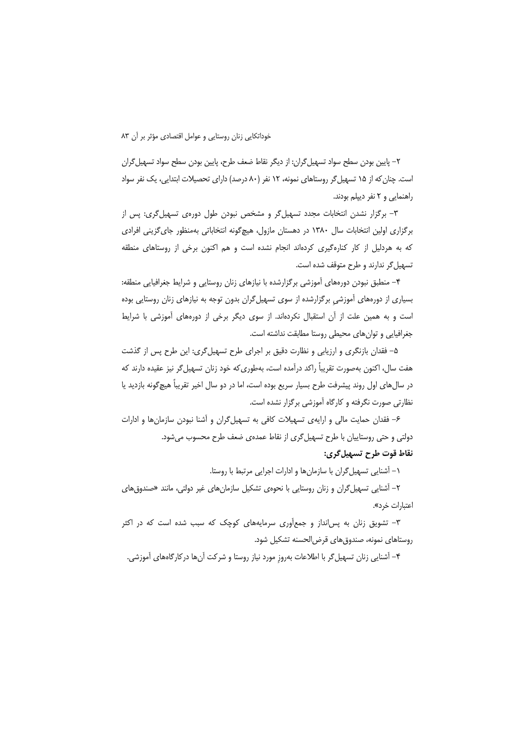۲- پایین بودن سطح سواد تسهیل‌گران: از دیگر نقاط ضعف طرح، پایین بودن سطح سواد تسهیل‌گران است. چنان‌که از ۱۵ تسهیل‌گر روستاهای نمونه، ۱۲ نفر (۸۰ درصد) دارای تحصیلات ابتدایی، یک نفر سواد راهنمایی و ۲ نفر دیپلم بودند.

۳- برگزار نشدن انتخابات مجدد تسهیل‌گر و مشخص نبودن طول دوره‌ی تسهیل‌گری: پس از برگزاری اولین انتخابات سال ۱۳۸۰ در دهستان مازول، هیچ‌گونه انتخاباتی به‌منظور جای‌گزینی افرادی که به هردلیل از کار کناره‌گیری کرده‌اند انجام نشده است و هم اکنون برخی از روستاهای منطقه تسهیل‌گر ندارند و طرح متوقف شده است.

۴- منطبق نبودن دوره‌های آموزشی برگزارشده با نیازهای زنان روستایی و شرایط جغرافیایی منطقه: بسیاری از دوره‌های آموزشیِ برگزارشده از سوی تسهیل‌گران بدون توجه به نیازهای زنان روستایی بوده است و به همین علت از آن استقبال نکرده‌اند. از سوی دیگر برخی از دوره‌های آموزشی با شرایط جغرافیایی و توان‌های محیطی روستا مطابقت نداشته است.

۵- فقدان بازنگری و ارزیابی و نظارت دقیق بر اجرای طرح تسهیل‌گری: این طرح پس از گذشت هفت سال، اکنون به‌صورت تقریباً راکد درآمده است، به‌طوری‌که خود زنان تسهیل‌گر نیز عقیده دارند که در سال‌های اول روند پیشرفت طرح بسیار سریع بوده است، اما در دو سال اخیر تقریباً هیچ‌گونه بازدید یا نظارتی صورت نگرفته و کارگاه آموزشی برگزار نشده است.

۶- فقدان حمایت مالی و ارایه‌ی تسهیلات کافی به تسهیل‌گران و آشنا نبودن سازمان‌ها و ادارات دولتی و حتی روستاییان با طرح تسهیل‌گری از نقاط عمده‌ی ضعف طرح محسوب می‌شود.

**نقاط قوت طرح تسهیل‌گری:**

۱- آشنایی تسهیل‌گران با سازمان‌ها و ادارات اجرایی مرتبط با روستا.

۲- آشنایی تسهیل‌گران و زنان روستایی با نحوه‌ی تشکیل سازمان‌های غیر دولتی، مانند «صندوق‌های اعتبارات خرد».

۳- تشویق زنان به پس‌انداز و جمع‌آوری سرمایه‌های کوچک که سبب شده است که در اکثر روستاهای نمونه، صندوق‌های قرض‌الحسنه تشکیل شود.

۴- آشنایی زنان تسهیل‌گر با اطلاعات به‌روزِ مورد نیاز روستا و شرکت آن‌ها درکارگاه‌های آموزشی.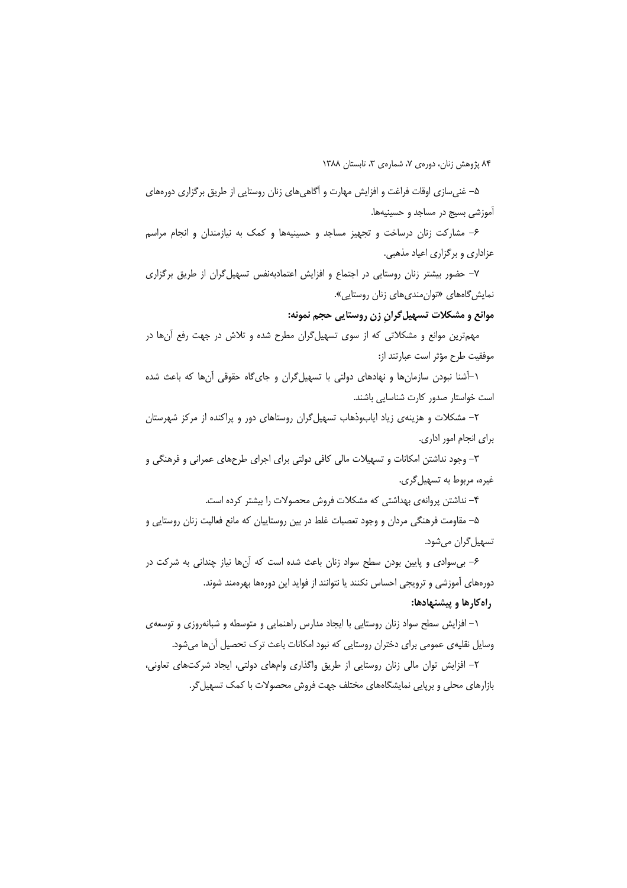۵- غنی‌سازی اوقات فراغت و افزایش مهارت و آگاهی‌های زنان روستایی از طریق برگزاری دوره‌های آموزشی بسیج در مساجد و حسینیه‌ها.

۶- مشارکت زنان درساخت و تجهیز مساجد و حسینیه‌ها و کمک به نیازمندان و انجام مراسم عزاداری و برگزاری اعیاد مذهبی.

۷- حضور بیشتر زنان روستایی در اجتماع و افزایش اعتمادبه‌نفس تسهیل‌گران از طریق برگزاری نمایش‌گاه‌های «توان‌مندی‌های زنان روستایی».

**موانع و مشکلات تسهیل‌گران زن روستایی حجم نمونه:**

مهم‌ترین موانع و مشکلاتی که از سوی تسهیل‌گران مطرح شده و تلاش در جهت رفع آن‌ها در موفقیت طرح مؤثر است عبارتند از:

۱-آشنا نبودن سازمان‌ها و نهادهای دولتی با تسهیل‌گران و جای‌گاه حقوقی آن‌ها که باعث شده است خواستار صدور کارت شناسایی باشند.

۲- مشکلات و هزینه‌ی زیاد ایاب‌وذهاب تسهیل‌گران روستاهای دور و پراکنده از مرکز شهرستان برای انجام امور اداری.

۳- وجود نداشتن امکانات و تسهیلات مالی کافی دولتی برای اجرای طرح‌های عمرانی و فرهنگی و غیره، مربوط به تسهیل‌گری.

۴- نداشتن پروانه‌ی بهداشتی که مشکلات فروش محصولات را بیشتر کرده است.

۵- مقاومت فرهنگی مردان و وجود تعصبات غلط در بین روستاییان که مانع فعالیت زنان روستایی و تسهیل‌گران می‌شود.

۶- بی‌سوادی و پایین بودن سطح سواد زنان باعث شده است که آن‌ها نیاز چندانی به شرکت در دوره‌های آموزشی و ترویجی احساس نکنند یا نتوانند از فواید این دوره‌ها بهره‌مند شوند.

**راه‌کارها و پیشنهادها:**

۱- افزایش سطح سواد زنان روستایی با ایجاد مدارس راهنمایی و متوسطه و شبانه‌روزی و توسعه‌ی وسایل نقلیه‌ی عمومی برای دختران روستایی که نبود امکانات باعث ترک تحصیل آن‌ها می‌شود.

۲- افزایش توان مالی زنان روستایی از طریق واگذاری وام‌های دولتی، ایجاد شرکت‌های تعاونی، بازارهای محلی و برپایی نمایشگاه‌های مختلف جهت فروش محصولات با کمک تسهیل‌گر.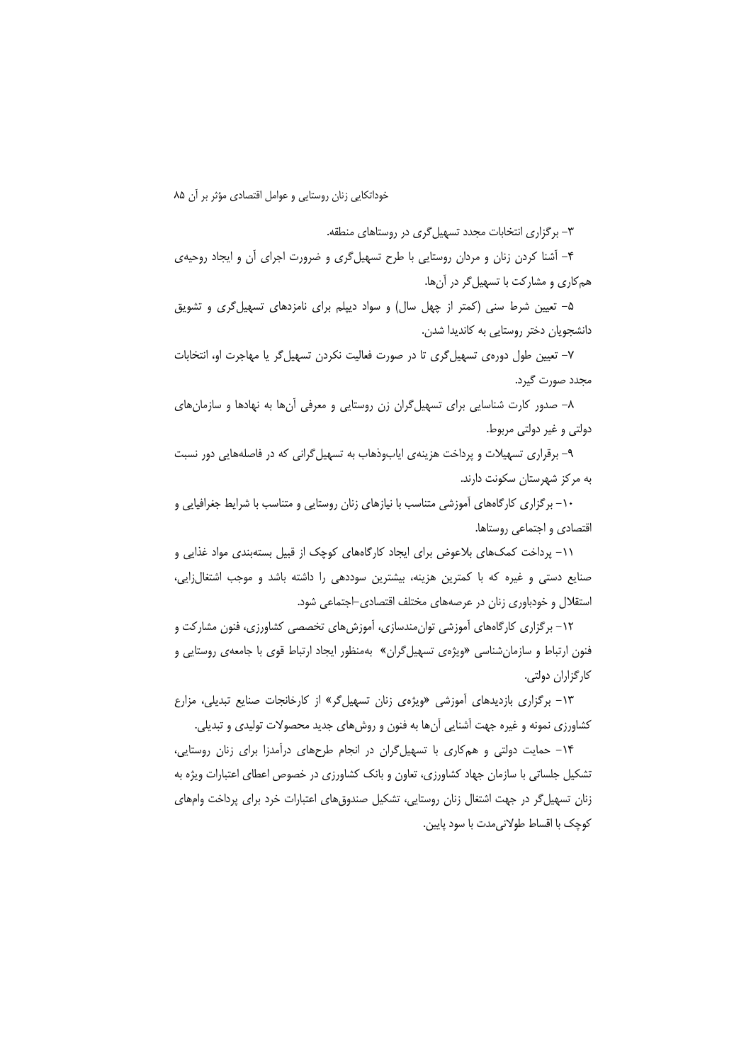۳- برگزاری انتخابات مجدد تسهیل‌گری در روستاهای منطقه.

۴- آشنا کردن زنان و مردان روستایی با طرح تسهیل‌گری و ضرورت اجرای آن و ایجاد روحیه‌ی هم‌کاری و مشارکت با تسهیل‌گر در آن‌ها.

۵- تعیین شرط سنی (کمتر از چهل سال) و سواد دیپلم برای نامزدهای تسهیل‌گری و تشویق دانشجویان دختر روستایی به کاندیدا شدن.

۷- تعیین طول دوره‌ی تسهیل‌گری تا در صورت فعالیت نکردن تسهیل‌گر یا مهاجرت او، انتخابات مجدد صورت گیرد.

۸- صدور کارت شناسایی برای تسهیل‌گران زن روستایی و معرفی آن‌ها به نهادها و سازمان‌های دولتی و غیر دولتی مربوط.

۹- برقراری تسهیلات و پرداخت هزینه‌ی ایاب‌وذهاب به تسهیل‌گرانی که در فاصله‌هایی دور نسبت به مرکز شهرستان سکونت دارند.

۱۰- برگزاری کارگاه‌های آموزشی متناسب با نیازهای زنان روستایی و متناسب با شرایط جغرافیایی و اقتصادی و اجتماعی روستاها.

۱۱- پرداخت کمک‌های بلاعوض برای ایجاد کارگاه‌های کوچک از قبیل بسته‌بندی مواد غذایی و صنایع دستی و غیره که با کمترین هزینه، بیشترین سوددهی را داشته باشد و موجب اشتغال‌زایی، استقلال و خودباوری زنان در عرصه‌های مختلف اقتصادی-اجتماعی شود.

۱۲- برگزاری کارگاه‌های آموزشی توان‌مندسازی، آموزش‌های تخصصی کشاورزی، فنون مشارکت و فنون ارتباط و سازمان‌شناسی «ویژه‌ی تسهیل‌گران» به‌منظور ایجاد ارتباط قوی با جامعه‌ی روستایی و کارگزاران دولتی.

۱۳- برگزاری بازدیدهای آموزشی «ویژه‌ی زنان تسهیل‌گر» از کارخانجات صنایع تبدیلی، مزارع کشاورزی نمونه و غیره جهت آشنایی آن‌ها به فنون و روش‌های جدید محصولات تولیدی و تبدیلی.

۱۴- حمایت دولتی و هم‌کاری با تسهیل‌گران در انجام طرح‌های درآمدزا برای زنان روستایی، تشکیل جلساتی با سازمان جهاد کشاورزی، تعاون و بانک کشاورزی در خصوص اعطای اعتبارات ویژه به زنان تسهیل‌گر در جهت اشتغال زنان روستایی، تشکیل صندوق‌های اعتبارات خرد برای پرداخت وام‌های کوچک با اقساط طولانی‌مدت با سود پایین.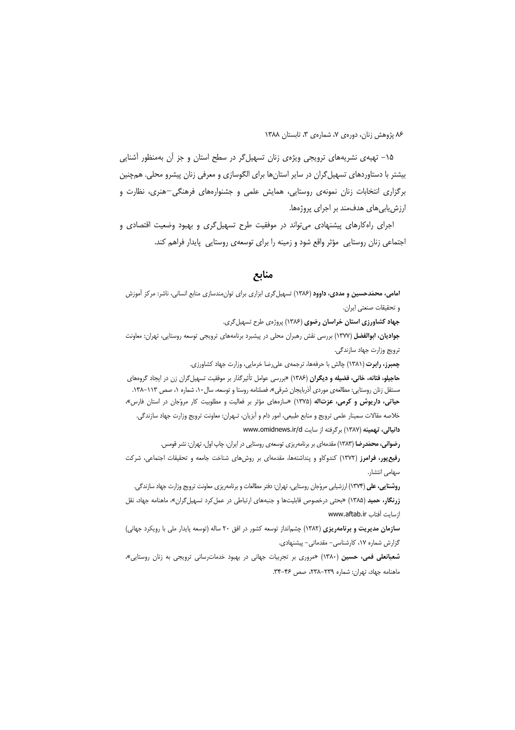۱۵- تهیه‌ی نشریه‌های ترویجی ویژه‌ی زنان تسهیل‌گر در سطح استان و جز آن به‌منظور آشنایی بیشتر با دستاوردهای تسهیل‌گران در سایر استان‌ها برای الگوسازی و معرفی زنان پیشرو محلی. هم‌چنین برگزاری انتخابات زنان نمونه‌ی روستایی، همایش علمی و جشنواره‌های فرهنگی-هنری، نظارت و ارزش‌یابی‌های هدف‌مند بر اجرای پروژه‌ها.

اجرای راه‌کارهای پیشنهادی می‌تواند در موفقیت طرح تسهیل‌گری و بهبود وضعیت اقتصادی و اجتماعی زنان روستایی مؤثر واقع شود و زمینه را برای توسعه‌ی روستایی پایدار فراهم کند.

## منابع

**امامی، محمّدحسین و مددی، داوود** (۱۳۸۶) تسهیل‌گری ابزاری برای توان‌مندسازی منابع انسانی، ناشر: مرکز آموزش و تحقیقات صنعتی ایران.

**جهاد کشاورزی استان خراسان رضوی** (۱۳۸۶) پروژه‌ی طرح تسهیل‌گری.

**جوادیان، ابوالفضل** (۱۳۷۷) بررسی نقش رهبران محلی در پیشبرد برنامه‌های ترویجی توسعه روستایی، تهران: معاونت ترویج وزارت جهاد سازندگی.

**چمبرز، رابرت** (۱۳۸۱) چالش با حرفه‌ها، ترجمه‌ی علی‌رضا خرمایی، وزارت جهاد کشاورزی.

**حاجیلو، فتانه، خانی، فضیله و دیگران** (۱۳۸۶) «بررسی عوامل تأثیرگذار بر موفقیت تسهیل‌گران زن در ایجاد گروه‌های مستقل زنان روستایی: مطالعه‌ی موردی آذربایجان شرقی»، فصلنامه روستا و توسعه، سال۱۰، شماره ۱، صص ۱۱۳-۱۳۸.

**حیاتی، داریوش و کرمی، عزت‌اله** (۱۳۷۵) «سازه‌های مؤثر بر فعالیت و مطلوبیت کار مروّجان در استان فارس»، خلاصه مقالات سمینار علمی ترویج و منابع طبیعی، امور دام و آبزیان، تـهران: معاونت ترویج وزارت جهاد سازندگی.

**دانیالی، تهمینه** (۱۳۸۷) برگرفته از سایت www.omidnews.ir/d

**رضوانی، محمّدرضا** (۱۳۸۳) مقدمه‌ای بر برنامه‌ریزی توسعه‌ی روستایی در ایران، چاپ اول، تهران: نشر قومس.

**رفیع‌پور، فرامرز** (۱۳۷۲) کندوکاو و پنداشته‌ها، مقدمه‌ای بر روش‌های شناخت جامعه و تحقیقات اجتماعی، شرکت سهامی انتشار.

**روشنایی، علی** (۱۳۷۴) ارزشیابی مروّجان روستایی، تهران: دفتر مطالعات و برنامه‌ریزی معاونت ترویج وزارت جهاد سازندگی.

**زرنگار، حمید** (۱۳۸۵) «بحثی درخصوص قابلیت‌ها و جنبه‌های ارتباطی در عمل‌کرد تسهیل‌گران»، ماهنامه جهاد، نقل ازسایت آفتاب www.aftab.ir

**سازمان مدیریت و برنامه‌ریزی** (۱۳۸۲) چشم‌انداز توسعه کشور در افق ۲۰ ساله (توسعه پایدار ملی با رویکرد جهانی) گزارش شماره ۱۷، کارشناسی- مقدماتی- پیشنهادی.

**شعبانعلی فمی، حسین** (۱۳۸۰) «مروری بر تجربیات جهانی در بهبود خدمات‌رسانی ترویجی به زنان روستایی»، ماهنامه جهاد، تهران: شماره ۲۳۹-۲۳۸، صص ۴۶-۳۴.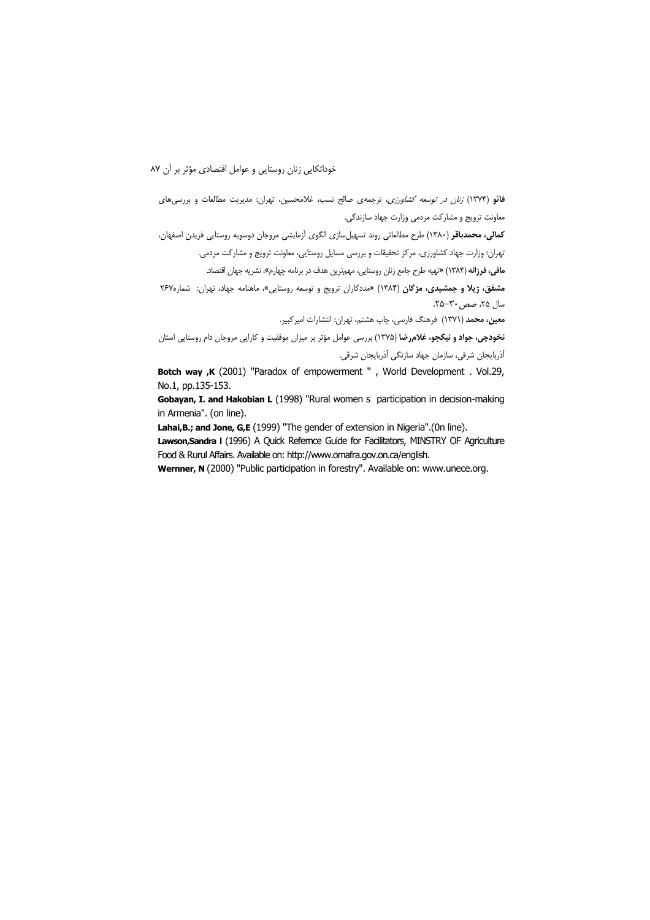**فائو** (۱۳۷۴) *زنان در توسعه کشاورزی*، ترجمه‌ی صالح نسب، غلامحسین، تهران: مدیریت مطالعات و بررسی‌های معاونت ترویج و مشارکت مردمی وزارت جهاد سازندگی.

**کمالی، محمدباقر** (۱۳۸۰) طرح مطالعاتی روند تسهیل‌سازی الگوی آزمایشی مروجان دوسویه روستایی فریدن اصفهان، تهران: وزارت جهاد کشاورزی، مرکز تحقیقات و بررسی مسایل روستایی، معاونت ترویج و مشارکت مردمی.

**مافی، فرزانه** (۱۳۸۴) «تهیه طرح جامع زنان روستایی، مهم‌ترین هدف در برنامه چهارم»، نشریه جهان اقتصاد.

**مشفق، ژیلا و جمشیدی، مژگان** (۱۳۸۴) «مددکاران ترویج و توسعه روستایی»، ماهنامه جهاد، تهران: شماره۲۶۷ سال ۲۵، صص۳۰-۲۵.

**معین، محمد** (۱۳۷۱) فرهنگ فارسی، چاپ هشتم، تهران: انتشارات امیرکبیر.

**نخودچی، جواد و نیکجو، غلامرضا** (۱۳۷۵) بررسی عوامل مؤثر بر میزان موفقیت و کارایی مروجان دام روستایی استان آذربایجان شرقی، سازمان جهاد سازنگی آذربایجان شرقی.

**Botch way ,K** (2001) "Paradox of empowerment " , World Development . Vol.29, No.1, pp.135-153.

**Gobayan, I. and Hakobian L** (1998) "Rural women s participation in decision-making in Armenia". (on line).

**Lahai,B.; and Jone, G,E** (1999) "The gender of extension in Nigeria".(0n line).

**Lawson,Sandra l** (1996) A Quick Refernce Guide for Facilitators, MINSTRY OF Agriculture Food & Rurul Affairs. Available on: http://www.omafra.gov.on.ca/english.

**Wernner, N** (2000) "Public participation in forestry". Available on: www.unece.org.